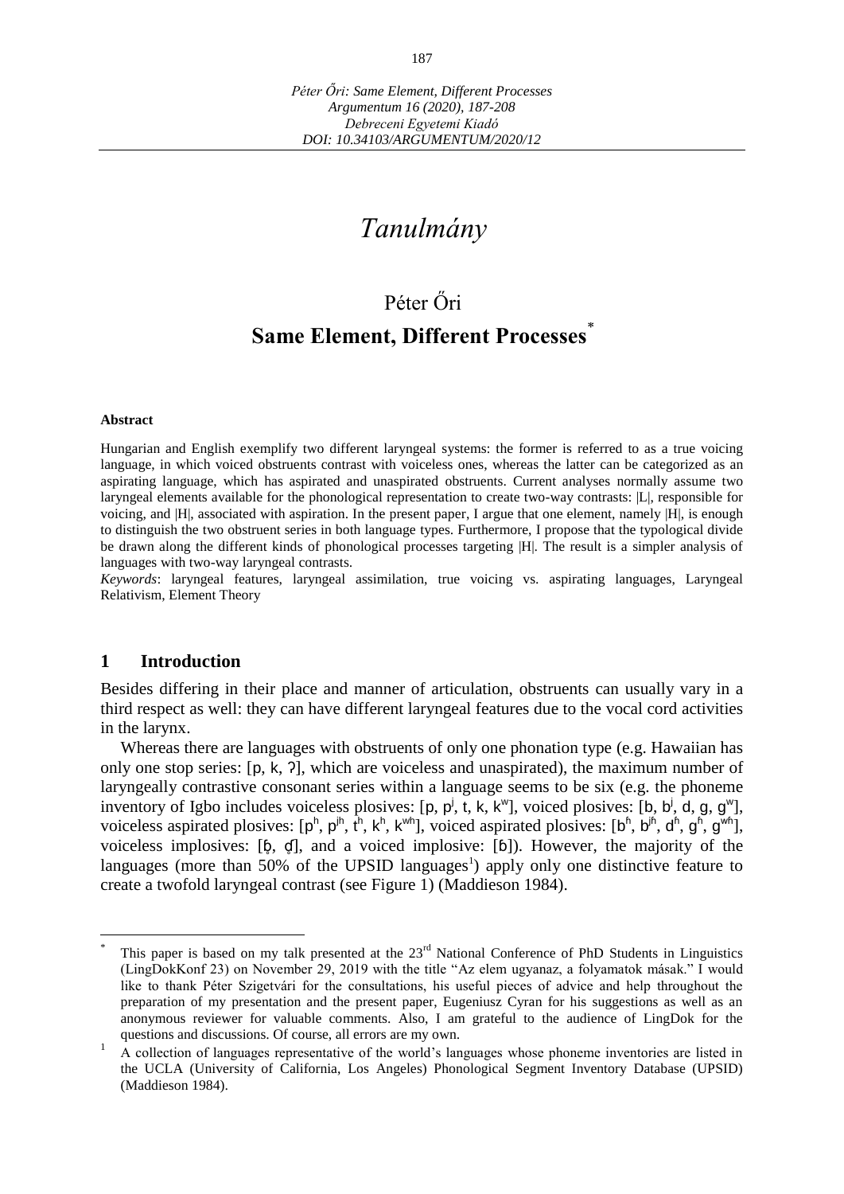*Péter Őri: Same Element, Different Processes*
*Argumentum 16 (2020), 187-208*
*Debreceni Egyetemi Kiadó*
*DOI: 10.34103/ARGUMENTUM/2020/12*

# *Tanulmány*

Péter Őri

## Same Element, Different Processes*

**Abstract**

Hungarian and English exemplify two different laryngeal systems: the former is referred to as a true voicing language, in which voiced obstruents contrast with voiceless ones, whereas the latter can be categorized as an aspirating language, which has aspirated and unaspirated obstruents. Current analyses normally assume two laryngeal elements available for the phonological representation to create two-way contrasts: |L|, responsible for voicing, and |H|, associated with aspiration. In the present paper, I argue that one element, namely |H|, is enough to distinguish the two obstruent series in both language types. Furthermore, I propose that the typological divide be drawn along the different kinds of phonological processes targeting |H|. The result is a simpler analysis of languages with two-way laryngeal contrasts.

*Keywords*: laryngeal features, laryngeal assimilation, true voicing vs. aspirating languages, Laryngeal Relativism, Element Theory

## 1 Introduction

Besides differing in their place and manner of articulation, obstruents can usually vary in a third respect as well: they can have different laryngeal features due to the vocal cord activities in the larynx.

Whereas there are languages with obstruents of only one phonation type (e.g. Hawaiian has only one stop series: [p, k, ʔ], which are voiceless and unaspirated), the maximum number of laryngeally contrastive consonant series within a language seems to be six (e.g. the phoneme inventory of Igbo includes voiceless plosives: [p, pʲ, t, k, kʷ], voiced plosives: [b, bʲ, d, g, gʷ], voiceless aspirated plosives: [pʰ, pʲʰ, tʰ, kʰ, kʷʰ], voiced aspirated plosives: [bʱ, bʲʱ, dʱ, gʱ, gʷʱ], voiceless implosives: [ɓ̥, ɗ̥], and a voiced implosive: [ɓ]). However, the majority of the languages (more than 50% of the UPSID languages[1]) apply only one distinctive feature to create a twofold laryngeal contrast (see Figure 1) (Maddieson 1984).

---

\* This paper is based on my talk presented at the 23rd National Conference of PhD Students in Linguistics (LingDokKonf 23) on November 29, 2019 with the title "Az elem ugyanaz, a folyamatok mások." I would like to thank Péter Szigetvári for the consultations, his useful pieces of advice and help throughout the preparation of my presentation and the present paper, Eugeniusz Cyran for his suggestions as well as an anonymous reviewer for valuable comments. Also, I am grateful to the audience of LingDok for the questions and discussions. Of course, all errors are my own.

[1] A collection of languages representative of the world's languages whose phoneme inventories are listed in the UCLA (University of California, Los Angeles) Phonological Segment Inventory Database (UPSID) (Maddieson 1984).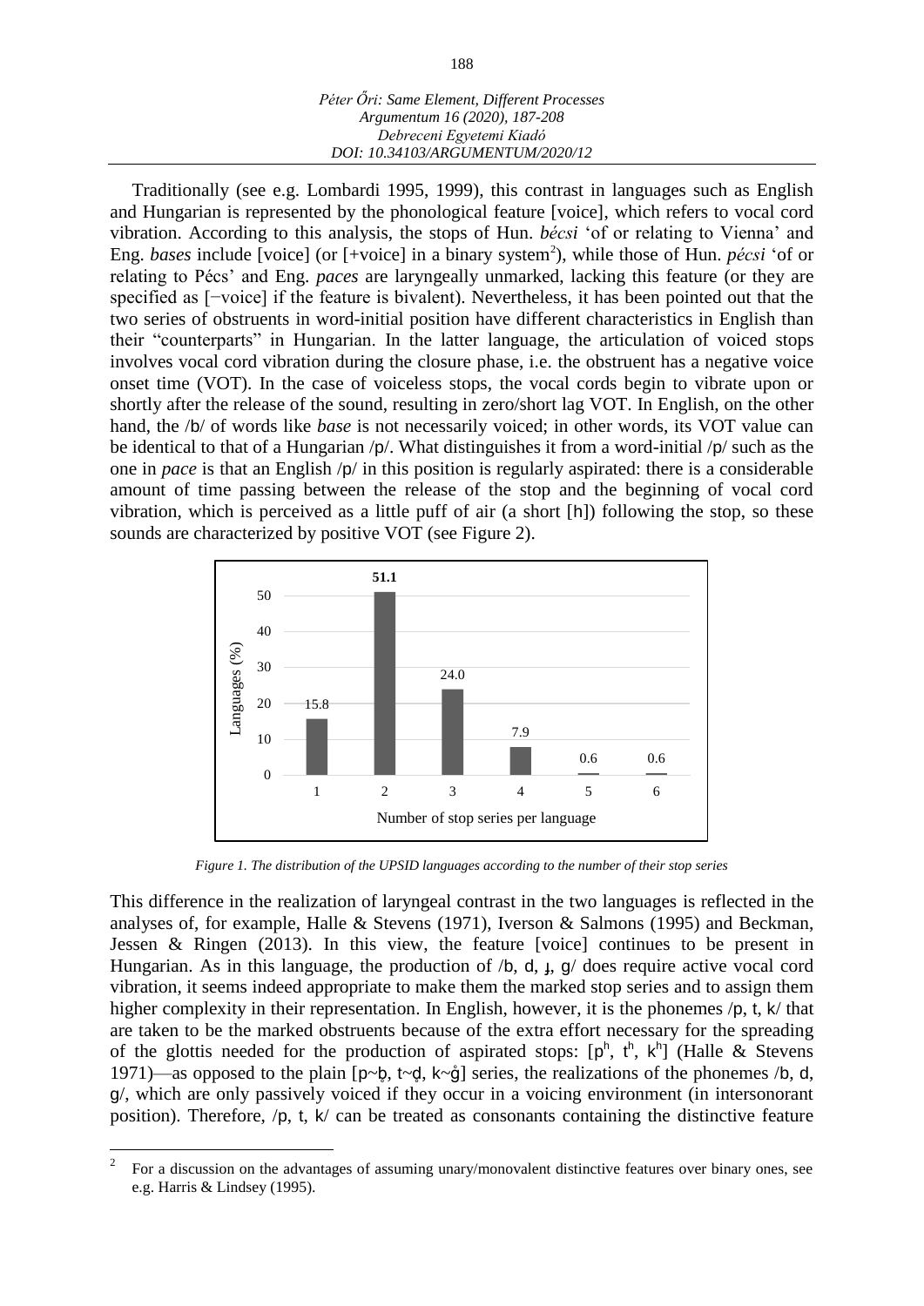Traditionally (see e.g. Lombardi 1995, 1999), this contrast in languages such as English and Hungarian is represented by the phonological feature [voice], which refers to vocal cord vibration. According to this analysis, the stops of Hun. *bécsi* 'of or relating to Vienna' and Eng. *bases* include [voice] (or [+voice] in a binary system[2]), while those of Hun. *pécsi* 'of or relating to Pécs' and Eng. *paces* are laryngeally unmarked, lacking this feature (or they are specified as [−voice] if the feature is bivalent). Nevertheless, it has been pointed out that the two series of obstruents in word-initial position have different characteristics in English than their "counterparts" in Hungarian. In the latter language, the articulation of voiced stops involves vocal cord vibration during the closure phase, i.e. the obstruent has a negative voice onset time (VOT). In the case of voiceless stops, the vocal cords begin to vibrate upon or shortly after the release of the sound, resulting in zero/short lag VOT. In English, on the other hand, the /b/ of words like *base* is not necessarily voiced; in other words, its VOT value can be identical to that of a Hungarian /p/. What distinguishes it from a word-initial /p/ such as the one in *pace* is that an English /p/ in this position is regularly aspirated: there is a considerable amount of time passing between the release of the stop and the beginning of vocal cord vibration, which is perceived as a little puff of air (a short [h]) following the stop, so these sounds are characterized by positive VOT (see Figure 2).

| Number of stop series per language | 1 | 2 | 3 | 4 | 5 | 6 |
|---|---|---|---|---|---|---|
| Languages (%) | 15.8 | 51.1 | 24.0 | 7.9 | 0.6 | 0.6 |

*Figure 1. The distribution of the UPSID languages according to the number of their stop series*

This difference in the realization of laryngeal contrast in the two languages is reflected in the analyses of, for example, Halle & Stevens (1971), Iverson & Salmons (1995) and Beckman, Jessen & Ringen (2013). In this view, the feature [voice] continues to be present in Hungarian. As in this language, the production of /b, d, ɟ, g/ does require active vocal cord vibration, it seems indeed appropriate to make them the marked stop series and to assign them higher complexity in their representation. In English, however, it is the phonemes /p, t, k/ that are taken to be the marked obstruents because of the extra effort necessary for the spreading of the glottis needed for the production of aspirated stops: [pʰ, tʰ, kʰ] (Halle & Stevens 1971)—as opposed to the plain [p~b̥, t~d̥, k~g̊] series, the realizations of the phonemes /b, d, g/, which are only passively voiced if they occur in a voicing environment (in intersonorant position). Therefore, /p, t, k/ can be treated as consonants containing the distinctive feature

---

[2] For a discussion on the advantages of assuming unary/monovalent distinctive features over binary ones, see e.g. Harris & Lindsey (1995).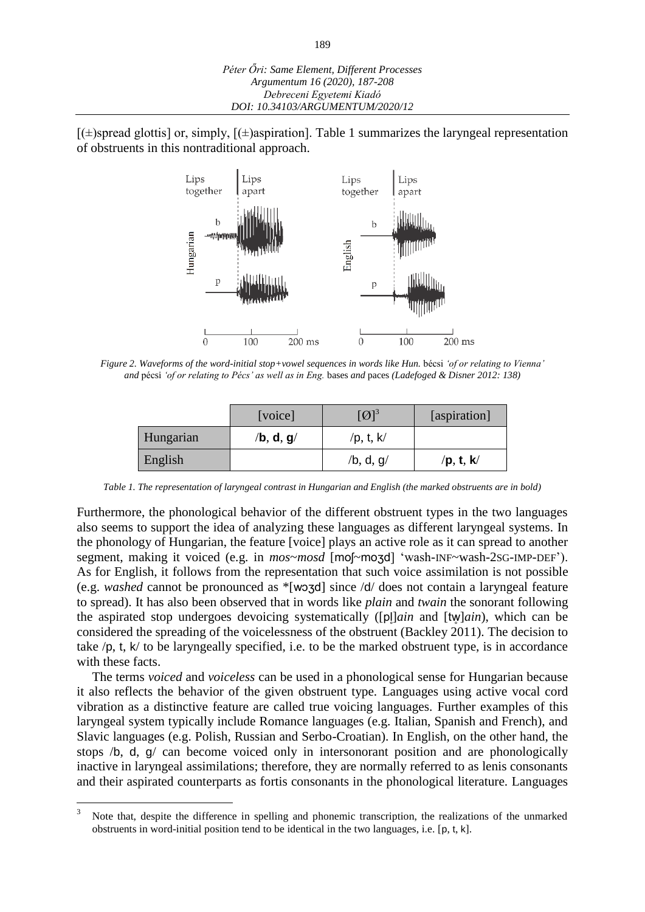[(±)spread glottis] or, simply, [(±)aspiration]. Table 1 summarizes the laryngeal representation of obstruents in this nontraditional approach.

*Figure 2. Waveforms of the word-initial stop+vowel sequences in words like Hun.* bécsi *'of or relating to Vienna' and* pécsi *'of or relating to Pécs' as well as in Eng.* bases *and* paces *(Ladefoged & Disner 2012: 138)*

| | [voice] | [Ø][3] | [aspiration] |
|---|---|---|---|
| Hungarian | /**b**, **d**, **g**/ | /p, t, k/ | |
| English | | /b, d, g/ | /**p**, **t**, **k**/ |

*Table 1. The representation of laryngeal contrast in Hungarian and English (the marked obstruents are in bold)*

Furthermore, the phonological behavior of the different obstruent types in the two languages also seems to support the idea of analyzing these languages as different laryngeal systems. In the phonology of Hungarian, the feature [voice] plays an active role as it can spread to another segment, making it voiced (e.g. in *mos*~*mosd* [moʃ~moʒd] 'wash-INF~wash-2SG-IMP-DEF'). As for English, it follows from the representation that such voice assimilation is not possible (e.g. *washed* cannot be pronounced as *[wɔʒd] since /d/ does not contain a laryngeal feature to spread). It has also been observed that in words like *plain* and *twain* the sonorant following the aspirated stop undergoes devoicing systematically ([pl̥]*ain* and [tw̥]*ain*), which can be considered the spreading of the voicelessness of the obstruent (Backley 2011). The decision to take /p, t, k/ to be laryngeally specified, i.e. to be the marked obstruent type, is in accordance with these facts.

The terms *voiced* and *voiceless* can be used in a phonological sense for Hungarian because it also reflects the behavior of the given obstruent type. Languages using active vocal cord vibration as a distinctive feature are called true voicing languages. Further examples of this laryngeal system typically include Romance languages (e.g. Italian, Spanish and French), and Slavic languages (e.g. Polish, Russian and Serbo-Croatian). In English, on the other hand, the stops /b, d, g/ can become voiced only in intersonorant position and are phonologically inactive in laryngeal assimilations; therefore, they are normally referred to as lenis consonants and their aspirated counterparts as fortis consonants in the phonological literature. Languages

[3] Note that, despite the difference in spelling and phonemic transcription, the realizations of the unmarked obstruents in word-initial position tend to be identical in the two languages, i.e. [p, t, k].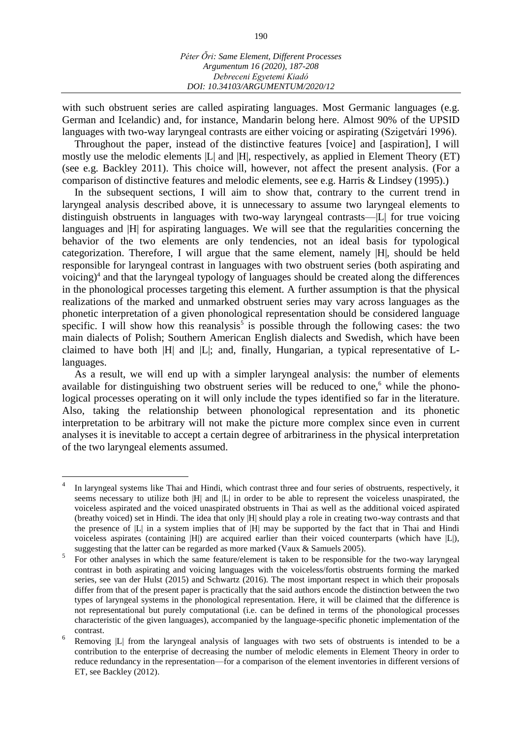with such obstruent series are called aspirating languages. Most Germanic languages (e.g. German and Icelandic) and, for instance, Mandarin belong here. Almost 90% of the UPSID languages with two-way laryngeal contrasts are either voicing or aspirating (Szigetvári 1996).

Throughout the paper, instead of the distinctive features [voice] and [aspiration], I will mostly use the melodic elements |L| and |H|, respectively, as applied in Element Theory (ET) (see e.g. Backley 2011). This choice will, however, not affect the present analysis. (For a comparison of distinctive features and melodic elements, see e.g. Harris & Lindsey (1995).)

In the subsequent sections, I will aim to show that, contrary to the current trend in laryngeal analysis described above, it is unnecessary to assume two laryngeal elements to distinguish obstruents in languages with two-way laryngeal contrasts—|L| for true voicing languages and |H| for aspirating languages. We will see that the regularities concerning the behavior of the two elements are only tendencies, not an ideal basis for typological categorization. Therefore, I will argue that the same element, namely |H|, should be held responsible for laryngeal contrast in languages with two obstruent series (both aspirating and voicing)[4] and that the laryngeal typology of languages should be created along the differences in the phonological processes targeting this element. A further assumption is that the physical realizations of the marked and unmarked obstruent series may vary across languages as the phonetic interpretation of a given phonological representation should be considered language specific. I will show how this reanalysis[5] is possible through the following cases: the two main dialects of Polish; Southern American English dialects and Swedish, which have been claimed to have both |H| and |L|; and, finally, Hungarian, a typical representative of L-languages.

As a result, we will end up with a simpler laryngeal analysis: the number of elements available for distinguishing two obstruent series will be reduced to one,[6] while the phonological processes operating on it will only include the types identified so far in the literature. Also, taking the relationship between phonological representation and its phonetic interpretation to be arbitrary will not make the picture more complex since even in current analyses it is inevitable to accept a certain degree of arbitrariness in the physical interpretation of the two laryngeal elements assumed.

---

[4] In laryngeal systems like Thai and Hindi, which contrast three and four series of obstruents, respectively, it seems necessary to utilize both |H| and |L| in order to be able to represent the voiceless unaspirated, the voiceless aspirated and the voiced unaspirated obstruents in Thai as well as the additional voiced aspirated (breathy voiced) set in Hindi. The idea that only |H| should play a role in creating two-way contrasts and that the presence of |L| in a system implies that of |H| may be supported by the fact that in Thai and Hindi voiceless aspirates (containing |H|) are acquired earlier than their voiced counterparts (which have |L|), suggesting that the latter can be regarded as more marked (Vaux & Samuels 2005).

[5] For other analyses in which the same feature/element is taken to be responsible for the two-way laryngeal contrast in both aspirating and voicing languages with the voiceless/fortis obstruents forming the marked series, see van der Hulst (2015) and Schwartz (2016). The most important respect in which their proposals differ from that of the present paper is practically that the said authors encode the distinction between the two types of laryngeal systems in the phonological representation. Here, it will be claimed that the difference is not representational but purely computational (i.e. can be defined in terms of the phonological processes characteristic of the given languages), accompanied by the language-specific phonetic implementation of the contrast.

[6] Removing |L| from the laryngeal analysis of languages with two sets of obstruents is intended to be a contribution to the enterprise of decreasing the number of melodic elements in Element Theory in order to reduce redundancy in the representation—for a comparison of the element inventories in different versions of ET, see Backley (2012).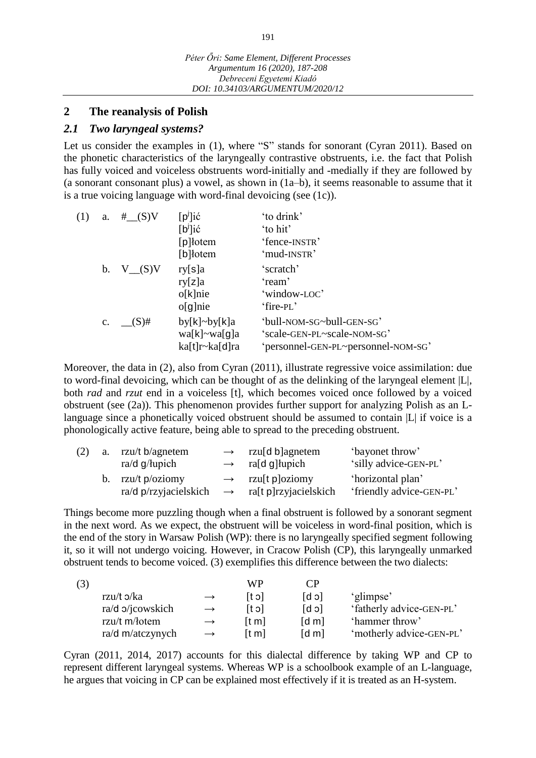## 2 The reanalysis of Polish

### 2.1 *Two laryngeal systems?*

Let us consider the examples in (1), where "S" stands for sonorant (Cyran 2011). Based on the phonetic characteristics of the laryngeally contrastive obstruents, i.e. the fact that Polish has fully voiced and voiceless obstruents word-initially and -medially if they are followed by (a sonorant consonant plus) a vowel, as shown in (1a–b), it seems reasonable to assume that it is a true voicing language with word-final devoicing (see (1c)).

| | | | | |
|---|---|---|---|---|
| (1) | a. | #__(S)V | [pʲ]ić | 'to drink' |
| | | | [bʲ]ić | 'to hit' |
| | | | [p]łotem | 'fence-INSTR' |
| | | | [b]łotem | 'mud-INSTR' |
| | b. | V__(S)V | ry[s]a | 'scratch' |
| | | | ry[z]a | 'ream' |
| | | | o[k]nie | 'window-LOC' |
| | | | o[g]nie | 'fire-PL' |
| | c. | __(S)# | by[k]~by[k]a | 'bull-NOM-SG~bull-GEN-SG' |
| | | | wa[k]~wa[g]a | 'scale-GEN-PL~scale-NOM-SG' |
| | | | ka[t]r~ka[d]ra | 'personnel-GEN-PL~personnel-NOM-SG' |

Moreover, the data in (2), also from Cyran (2011), illustrate regressive voice assimilation: due to word-final devoicing, which can be thought of as the delinking of the laryngeal element |L|, both *rad* and *rzut* end in a voiceless [t], which becomes voiced once followed by a voiced obstruent (see (2a)). This phenomenon provides further support for analyzing Polish as an L-language since a phonetically voiced obstruent should be assumed to contain |L| if voice is a phonologically active feature, being able to spread to the preceding obstruent.

| | | | | | |
|---|---|---|---|---|---|
| (2) | a. | rzu/t b/agnetem | → | rzu[d b]agnetem | 'bayonet throw' |
| | | ra/d g/łupich | → | ra[d g]łupich | 'silly advice-GEN-PL' |
| | b. | rzu/t p/oziomy | → | rzu[t p]oziomy | 'horizontal plan' |
| | | ra/d p/rzyjacielskich | → | ra[t p]rzyjacielskich | 'friendly advice-GEN-PL' |

Things become more puzzling though when a final obstruent is followed by a sonorant segment in the next word. As we expect, the obstruent will be voiceless in word-final position, which is the end of the story in Warsaw Polish (WP): there is no laryngeally specified segment following it, so it will not undergo voicing. However, in Cracow Polish (CP), this laryngeally unmarked obstruent tends to become voiced. (3) exemplifies this difference between the two dialects:

| (3) | | | WP | CP | |
|---|---|---|---|---|---|
| | rzu/t ɔ/ka | → | [t ɔ] | [d ɔ] | 'glimpse' |
| | ra/d ɔ/jcowskich | → | [t ɔ] | [d ɔ] | 'fatherly advice-GEN-PL' |
| | rzu/t m/łotem | → | [t m] | [d m] | 'hammer throw' |
| | ra/d m/atczynych | → | [t m] | [d m] | 'motherly advice-GEN-PL' |

Cyran (2011, 2014, 2017) accounts for this dialectal difference by taking WP and CP to represent different laryngeal systems. Whereas WP is a schoolbook example of an L-language, he argues that voicing in CP can be explained most effectively if it is treated as an H-system.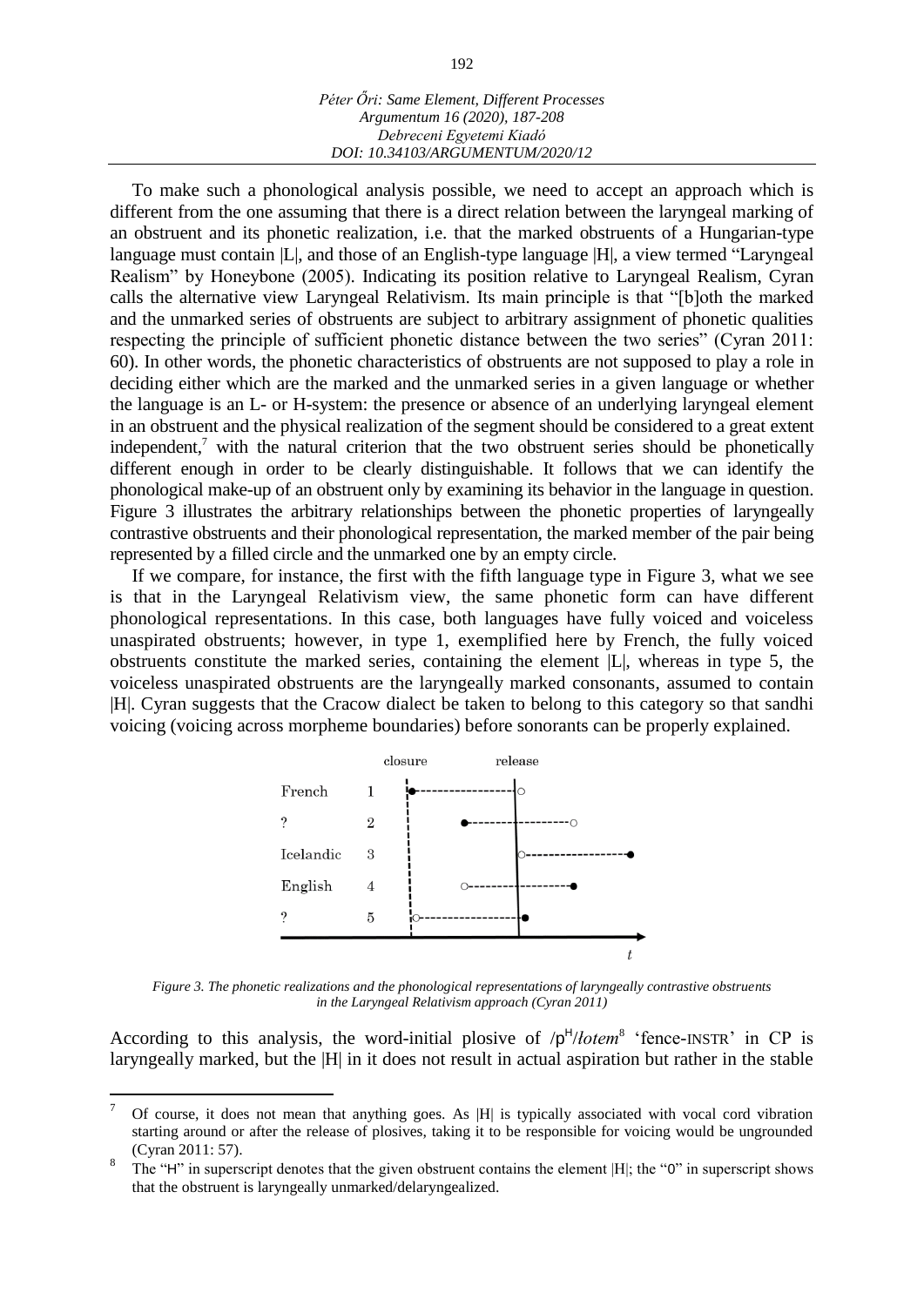To make such a phonological analysis possible, we need to accept an approach which is different from the one assuming that there is a direct relation between the laryngeal marking of an obstruent and its phonetic realization, i.e. that the marked obstruents of a Hungarian-type language must contain |L|, and those of an English-type language |H|, a view termed "Laryngeal Realism" by Honeybone (2005). Indicating its position relative to Laryngeal Realism, Cyran calls the alternative view Laryngeal Relativism. Its main principle is that "[b]oth the marked and the unmarked series of obstruents are subject to arbitrary assignment of phonetic qualities respecting the principle of sufficient phonetic distance between the two series" (Cyran 2011: 60). In other words, the phonetic characteristics of obstruents are not supposed to play a role in deciding either which are the marked and the unmarked series in a given language or whether the language is an L- or H-system: the presence or absence of an underlying laryngeal element in an obstruent and the physical realization of the segment should be considered to a great extent independent,[7] with the natural criterion that the two obstruent series should be phonetically different enough in order to be clearly distinguishable. It follows that we can identify the phonological make-up of an obstruent only by examining its behavior in the language in question. Figure 3 illustrates the arbitrary relationships between the phonetic properties of laryngeally contrastive obstruents and their phonological representation, the marked member of the pair being represented by a filled circle and the unmarked one by an empty circle.

If we compare, for instance, the first with the fifth language type in Figure 3, what we see is that in the Laryngeal Relativism view, the same phonetic form can have different phonological representations. In this case, both languages have fully voiced and voiceless unaspirated obstruents; however, in type 1, exemplified here by French, the fully voiced obstruents constitute the marked series, containing the element |L|, whereas in type 5, the voiceless unaspirated obstruents are the laryngeally marked consonants, assumed to contain |H|. Cyran suggests that the Cracow dialect be taken to belong to this category so that sandhi voicing (voicing across morpheme boundaries) before sonorants can be properly explained.

*Figure 3. The phonetic realizations and the phonological representations of laryngeally contrastive obstruents in the Laryngeal Relativism approach (Cyran 2011)*

According to this analysis, the word-initial plosive of /p^H/*łotem*[8] 'fence-INSTR' in CP is laryngeally marked, but the |H| in it does not result in actual aspiration but rather in the stable

[7] Of course, it does not mean that anything goes. As |H| is typically associated with vocal cord vibration starting around or after the release of plosives, taking it to be responsible for voicing would be ungrounded (Cyran 2011: 57).

[8] The "H" in superscript denotes that the given obstruent contains the element |H|; the "0" in superscript shows that the obstruent is laryngeally unmarked/delaryngealized.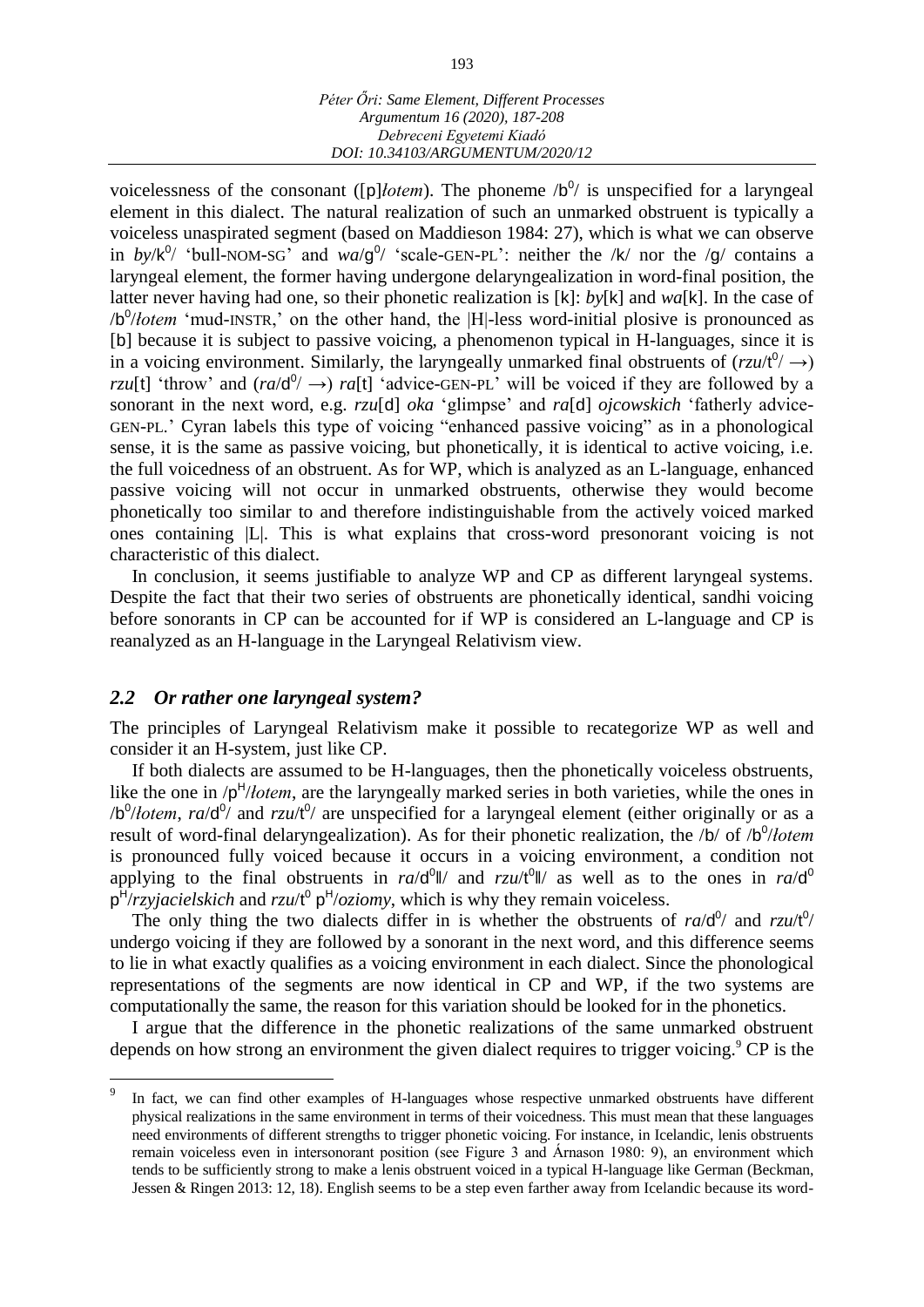voicelessness of the consonant ([p]*łotem*). The phoneme /b$^0$/ is unspecified for a laryngeal element in this dialect. The natural realization of such an unmarked obstruent is typically a voiceless unaspirated segment (based on Maddieson 1984: 27), which is what we can observe in *by*/k$^0$/ 'bull-NOM-SG' and *wa*/g$^0$/ 'scale-GEN-PL': neither the /k/ nor the /g/ contains a laryngeal element, the former having undergone delaryngealization in word-final position, the latter never having had one, so their phonetic realization is [k]: *by*[k] and *wa*[k]. In the case of /b$^0$/*łotem* 'mud-INSTR,' on the other hand, the |H|-less word-initial plosive is pronounced as [b] because it is subject to passive voicing, a phenomenon typical in H-languages, since it is in a voicing environment. Similarly, the laryngeally unmarked final obstruents of (*rzu*/t$^0$/ →) *rzu*[t] 'throw' and (*ra*/d$^0$/ →) *ra*[t] 'advice-GEN-PL' will be voiced if they are followed by a sonorant in the next word, e.g. *rzu*[d] *oka* 'glimpse' and *ra*[d] *ojcowskich* 'fatherly advice-GEN-PL.' Cyran labels this type of voicing "enhanced passive voicing" as in a phonological sense, it is the same as passive voicing, but phonetically, it is identical to active voicing, i.e. the full voicedness of an obstruent. As for WP, which is analyzed as an L-language, enhanced passive voicing will not occur in unmarked obstruents, otherwise they would become phonetically too similar to and therefore indistinguishable from the actively voiced marked ones containing |L|. This is what explains that cross-word presonorant voicing is not characteristic of this dialect.

In conclusion, it seems justifiable to analyze WP and CP as different laryngeal systems. Despite the fact that their two series of obstruents are phonetically identical, sandhi voicing before sonorants in CP can be accounted for if WP is considered an L-language and CP is reanalyzed as an H-language in the Laryngeal Relativism view.

## *2.2 Or rather one laryngeal system?*

The principles of Laryngeal Relativism make it possible to recategorize WP as well and consider it an H-system, just like CP.

If both dialects are assumed to be H-languages, then the phonetically voiceless obstruents, like the one in /p$^H$/*łotem*, are the laryngeally marked series in both varieties, while the ones in /b$^0$/*łotem*, *ra*/d$^0$/ and *rzu*/t$^0$/ are unspecified for a laryngeal element (either originally or as a result of word-final delaryngealization). As for their phonetic realization, the /b/ of /b$^0$/*łotem* is pronounced fully voiced because it occurs in a voicing environment, a condition not applying to the final obstruents in *ra*/d$^0$‖/ and *rzu*/t$^0$‖/ as well as to the ones in *ra*/d$^0$ p$^H$/*rzyjacielskich* and *rzu*/t$^0$ p$^H$/*oziomy*, which is why they remain voiceless.

The only thing the two dialects differ in is whether the obstruents of *ra*/d$^0$/ and *rzu*/t$^0$/ undergo voicing if they are followed by a sonorant in the next word, and this difference seems to lie in what exactly qualifies as a voicing environment in each dialect. Since the phonological representations of the segments are now identical in CP and WP, if the two systems are computationally the same, the reason for this variation should be looked for in the phonetics.

I argue that the difference in the phonetic realizations of the same unmarked obstruent depends on how strong an environment the given dialect requires to trigger voicing.[9] CP is the

---

[9] In fact, we can find other examples of H-languages whose respective unmarked obstruents have different physical realizations in the same environment in terms of their voicedness. This must mean that these languages need environments of different strengths to trigger phonetic voicing. For instance, in Icelandic, lenis obstruents remain voiceless even in intersonorant position (see Figure 3 and Árnason 1980: 9), an environment which tends to be sufficiently strong to make a lenis obstruent voiced in a typical H-language like German (Beckman, Jessen & Ringen 2013: 12, 18). English seems to be a step even farther away from Icelandic because its word-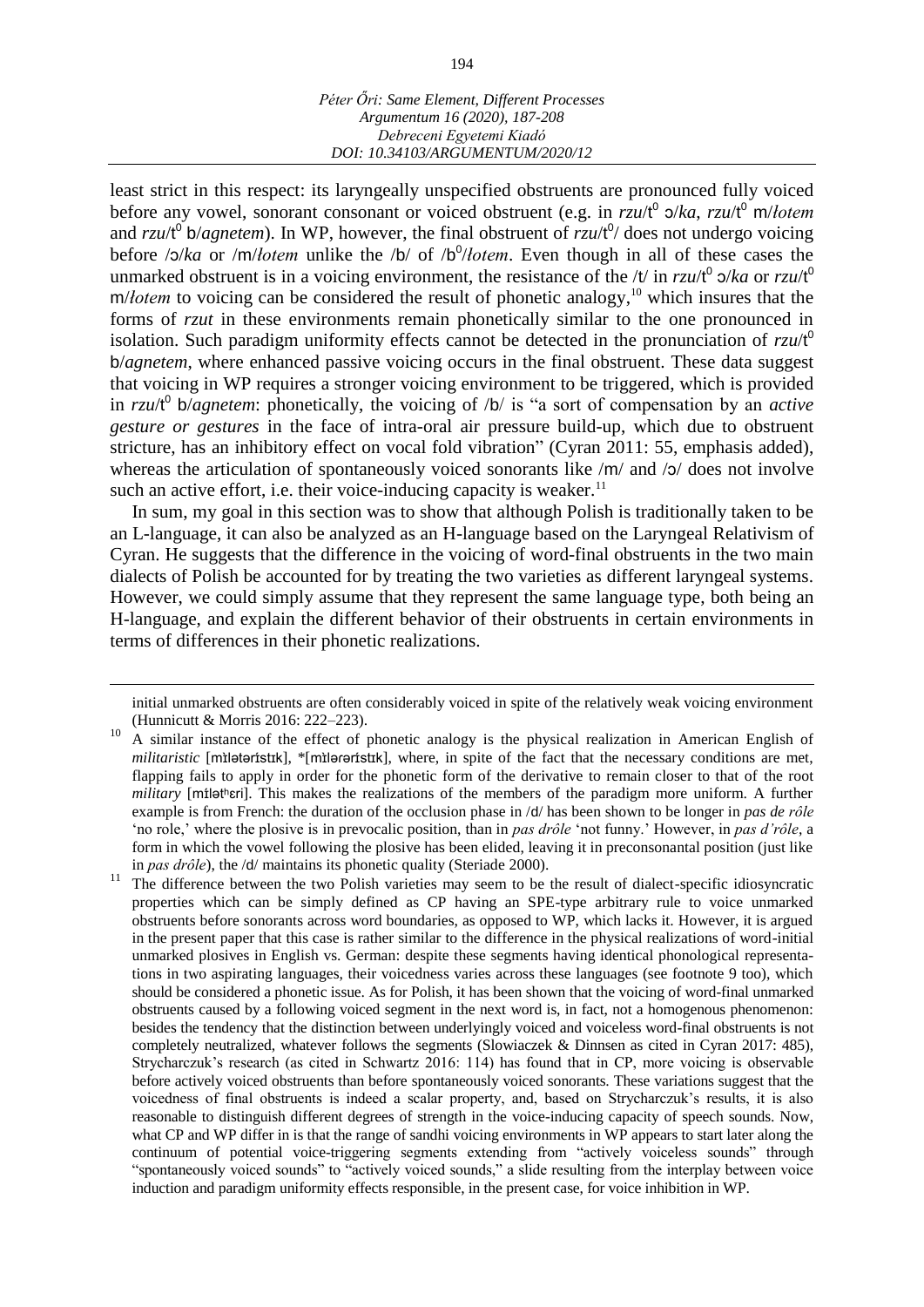least strict in this respect: its laryngeally unspecified obstruents are pronounced fully voiced before any vowel, sonorant consonant or voiced obstruent (e.g. in *rzu*/t$^0$ ɔ/*ka*, *rzu*/t$^0$ m/*łotem* and *rzu*/t$^0$ b/*agnetem*). In WP, however, the final obstruent of *rzu*/t$^0$/ does not undergo voicing before /ɔ/*ka* or /m/*łotem* unlike the /b/ of /b$^0$/*łotem*. Even though in all of these cases the unmarked obstruent is in a voicing environment, the resistance of the /t/ in *rzu*/t$^0$ ɔ/*ka* or *rzu*/t$^0$ m/*łotem* to voicing can be considered the result of phonetic analogy,[10] which insures that the forms of *rzut* in these environments remain phonetically similar to the one pronounced in isolation. Such paradigm uniformity effects cannot be detected in the pronunciation of *rzu*/t$^0$ b/*agnetem*, where enhanced passive voicing occurs in the final obstruent. These data suggest that voicing in WP requires a stronger voicing environment to be triggered, which is provided in *rzu*/t$^0$ b/*agnetem*: phonetically, the voicing of /b/ is "a sort of compensation by an *active gesture or gestures* in the face of intra-oral air pressure build-up, which due to obstruent stricture, has an inhibitory effect on vocal fold vibration" (Cyran 2011: 55, emphasis added), whereas the articulation of spontaneously voiced sonorants like /m/ and /ɔ/ does not involve such an active effort, i.e. their voice-inducing capacity is weaker.[11]

In sum, my goal in this section was to show that although Polish is traditionally taken to be an L-language, it can also be analyzed as an H-language based on the Laryngeal Relativism of Cyran. He suggests that the difference in the voicing of word-final obstruents in the two main dialects of Polish be accounted for by treating the two varieties as different laryngeal systems. However, we could simply assume that they represent the same language type, both being an H-language, and explain the different behavior of their obstruents in certain environments in terms of differences in their phonetic realizations.

---

initial unmarked obstruents are often considerably voiced in spite of the relatively weak voicing environment (Hunnicutt & Morris 2016: 222–223).

[10] A similar instance of the effect of phonetic analogy is the physical realization in American English of *militaristic* [mɪ̀lətərɪ́stɪk], *[mɪ̀lərərɪ́stɪk], where, in spite of the fact that the necessary conditions are met, flapping fails to apply in order for the phonetic form of the derivative to remain closer to that of the root *military* [mɪ́lətʰɛri]. This makes the realizations of the members of the paradigm more uniform. A further example is from French: the duration of the occlusion phase in /d/ has been shown to be longer in *pas de rôle* 'no role,' where the plosive is in prevocalic position, than in *pas drôle* 'not funny.' However, in *pas d'rôle*, a form in which the vowel following the plosive has been elided, leaving it in preconsonantal position (just like in *pas drôle*), the /d/ maintains its phonetic quality (Steriade 2000).

[11] The difference between the two Polish varieties may seem to be the result of dialect-specific idiosyncratic properties which can be simply defined as CP having an SPE-type arbitrary rule to voice unmarked obstruents before sonorants across word boundaries, as opposed to WP, which lacks it. However, it is argued in the present paper that this case is rather similar to the difference in the physical realizations of word-initial unmarked plosives in English vs. German: despite these segments having identical phonological representations in two aspirating languages, their voicedness varies across these languages (see footnote 9 too), which should be considered a phonetic issue. As for Polish, it has been shown that the voicing of word-final unmarked obstruents caused by a following voiced segment in the next word is, in fact, not a homogenous phenomenon: besides the tendency that the distinction between underlyingly voiced and voiceless word-final obstruents is not completely neutralized, whatever follows the segments (Slowiaczek & Dinnsen as cited in Cyran 2017: 485), Strycharczuk's research (as cited in Schwartz 2016: 114) has found that in CP, more voicing is observable before actively voiced obstruents than before spontaneously voiced sonorants. These variations suggest that the voicedness of final obstruents is indeed a scalar property, and, based on Strycharczuk's results, it is also reasonable to distinguish different degrees of strength in the voice-inducing capacity of speech sounds. Now, what CP and WP differ in is that the range of sandhi voicing environments in WP appears to start later along the continuum of potential voice-triggering segments extending from "actively voiceless sounds" through "spontaneously voiced sounds" to "actively voiced sounds," a slide resulting from the interplay between voice induction and paradigm uniformity effects responsible, in the present case, for voice inhibition in WP.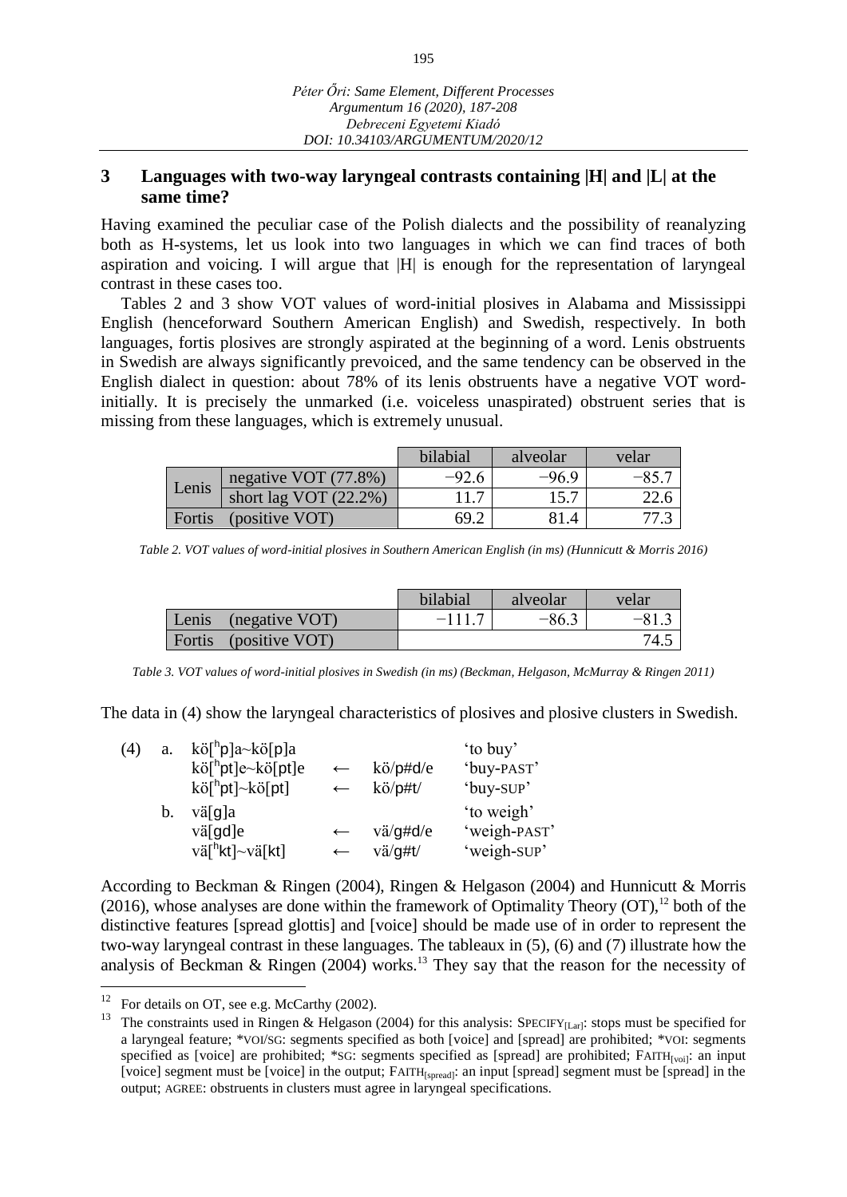## 3 Languages with two-way laryngeal contrasts containing |H| and |L| at the same time?

Having examined the peculiar case of the Polish dialects and the possibility of reanalyzing both as H-systems, let us look into two languages in which we can find traces of both aspiration and voicing. I will argue that |H| is enough for the representation of laryngeal contrast in these cases too.

Tables 2 and 3 show VOT values of word-initial plosives in Alabama and Mississippi English (henceforward Southern American English) and Swedish, respectively. In both languages, fortis plosives are strongly aspirated at the beginning of a word. Lenis obstruents in Swedish are always significantly prevoiced, and the same tendency can be observed in the English dialect in question: about 78% of its lenis obstruents have a negative VOT word-initially. It is precisely the unmarked (i.e. voiceless unaspirated) obstruent series that is missing from these languages, which is extremely unusual.

| | | bilabial | alveolar | velar |
|---|---|---|---|---|
| Lenis | negative VOT (77.8%) | −92.6 | −96.9 | −85.7 |
| | short lag VOT (22.2%) | 11.7 | 15.7 | 22.6 |
| Fortis | (positive VOT) | 69.2 | 81.4 | 77.3 |

*Table 2. VOT values of word-initial plosives in Southern American English (in ms) (Hunnicutt & Morris 2016)*

| | | bilabial | alveolar | velar |
|---|---|---|---|---|
| Lenis | (negative VOT) | −111.7 | −86.3 | −81.3 |
| Fortis | (positive VOT) | | | 74.5 |

*Table 3. VOT values of word-initial plosives in Swedish (in ms) (Beckman, Helgason, McMurray & Ringen 2011)*

The data in (4) show the laryngeal characteristics of plosives and plosive clusters in Swedish.

(4) a. kö[ʰp]a~kö[p]a 'to buy'
kö[ʰpt]e~kö[pt]e ← kö/p#d/e 'buy-PAST'
kö[ʰpt]~kö[pt] ← kö/p#t/ 'buy-SUP'

b. vä[g]a 'to weigh'
vä[gd]e ← vä/g#d/e 'weigh-PAST'
vä[ʰkt]~vä[kt] ← vä/g#t/ 'weigh-SUP'

According to Beckman & Ringen (2004), Ringen & Helgason (2004) and Hunnicutt & Morris (2016), whose analyses are done within the framework of Optimality Theory (OT),[12] both of the distinctive features [spread glottis] and [voice] should be made use of in order to represent the two-way laryngeal contrast in these languages. The tableaux in (5), (6) and (7) illustrate how the analysis of Beckman & Ringen (2004) works.[13] They say that the reason for the necessity of

---

[12] For details on OT, see e.g. McCarthy (2002).

[13] The constraints used in Ringen & Helgason (2004) for this analysis: SPECIFY$_{[Lar]}$: stops must be specified for a laryngeal feature; *VOI/SG: segments specified as both [voice] and [spread] are prohibited; *VOI: segments specified as [voice] are prohibited; *SG: segments specified as [spread] are prohibited; FAITH$_{[voi]}$: an input [voice] segment must be [voice] in the output; FAITH$_{[spread]}$: an input [spread] segment must be [spread] in the output; AGREE: obstruents in clusters must agree in laryngeal specifications.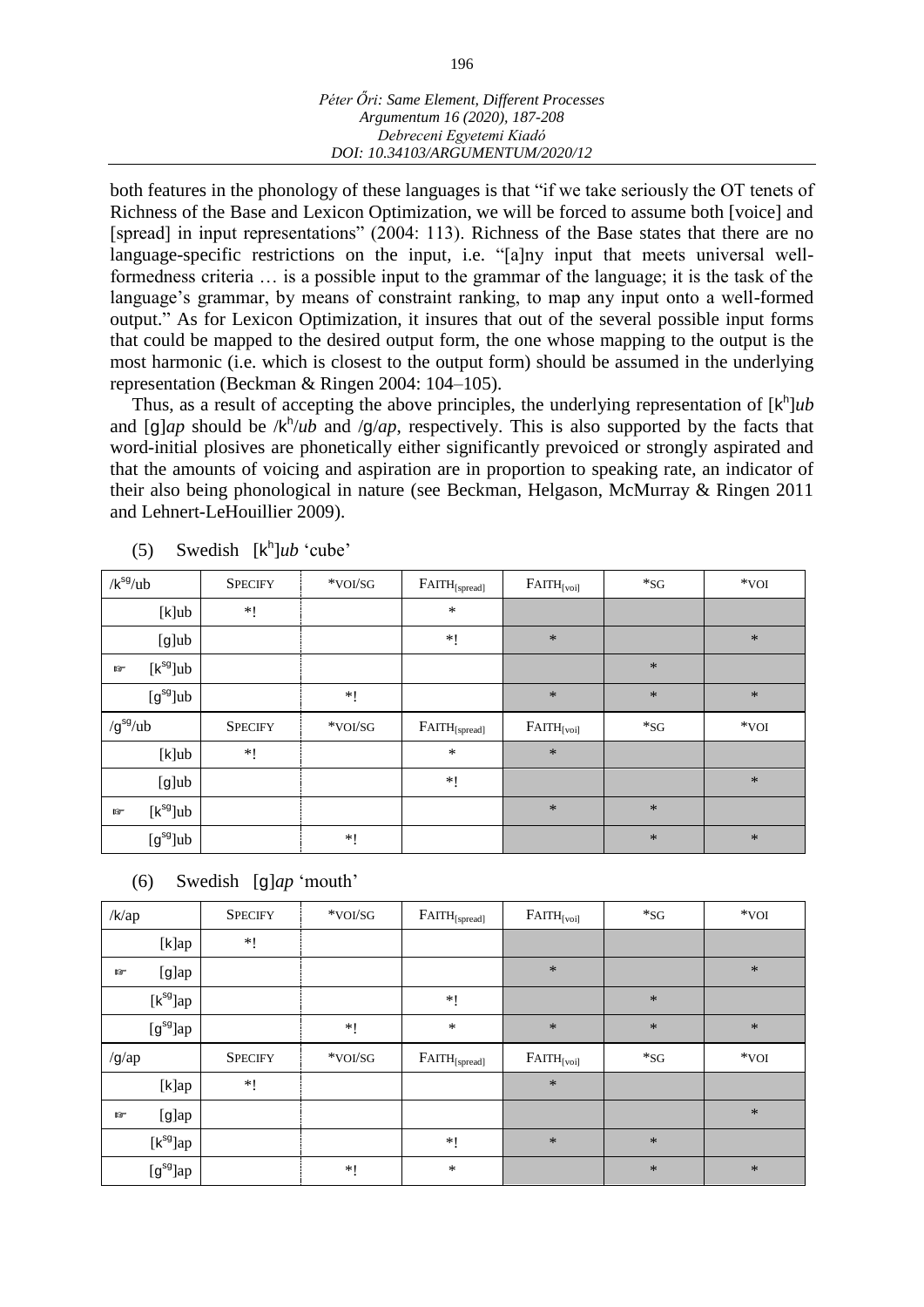both features in the phonology of these languages is that "if we take seriously the OT tenets of Richness of the Base and Lexicon Optimization, we will be forced to assume both [voice] and [spread] in input representations" (2004: 113). Richness of the Base states that there are no language-specific restrictions on the input, i.e. "[a]ny input that meets universal well-formedness criteria … is a possible input to the grammar of the language; it is the task of the language's grammar, by means of constraint ranking, to map any input onto a well-formed output." As for Lexicon Optimization, it insures that out of the several possible input forms that could be mapped to the desired output form, the one whose mapping to the output is the most harmonic (i.e. which is closest to the output form) should be assumed in the underlying representation (Beckman & Ringen 2004: 104–105).

Thus, as a result of accepting the above principles, the underlying representation of [kʰ]*ub* and [ɡ]*ap* should be /kʰ/*ub* and /ɡ/*ap*, respectively. This is also supported by the facts that word-initial plosives are phonetically either significantly prevoiced or strongly aspirated and that the amounts of voicing and aspiration are in proportion to speaking rate, an indicator of their also being phonological in nature (see Beckman, Helgason, McMurray & Ringen 2011 and Lehnert-LeHouillier 2009).

(5) Swedish [kʰ]*ub* 'cube'

| /k$^{sg}$/ub | SPECIFY | *VOI/SG | FAITH$_{[spread]}$ | FAITH$_{[voi]}$ | *SG | *VOI |
|---|---|---|---|---|---|---|
| [k]ub | *! | | * | | | |
| [ɡ]ub | | | *! | * | | * |
| ☞ [k$^{sg}$]ub | | | | | * | |
| [ɡ$^{sg}$]ub | | *! | | * | * | * |
| /ɡ$^{sg}$/ub | SPECIFY | *VOI/SG | FAITH$_{[spread]}$ | FAITH$_{[voi]}$ | *SG | *VOI |
| [k]ub | *! | | * | * | | |
| [ɡ]ub | | | *! | | | * |
| ☞ [k$^{sg}$]ub | | | | * | * | |
| [ɡ$^{sg}$]ub | | *! | | | * | * |

(6) Swedish [ɡ]*ap* 'mouth'

| /k/ap | SPECIFY | *VOI/SG | FAITH$_{[spread]}$ | FAITH$_{[voi]}$ | *SG | *VOI |
|---|---|---|---|---|---|---|
| [k]ap | *! | | | | | |
| ☞ [ɡ]ap | | | | * | | * |
| [k$^{sg}$]ap | | | *! | | * | |
| [ɡ$^{sg}$]ap | | *! | * | * | * | * |
| /ɡ/ap | SPECIFY | *VOI/SG | FAITH$_{[spread]}$ | FAITH$_{[voi]}$ | *SG | *VOI |
| [k]ap | *! | | | * | | |
| ☞ [ɡ]ap | | | | | | * |
| [k$^{sg}$]ap | | | *! | * | * | |
| [ɡ$^{sg}$]ap | | *! | * | | * | * |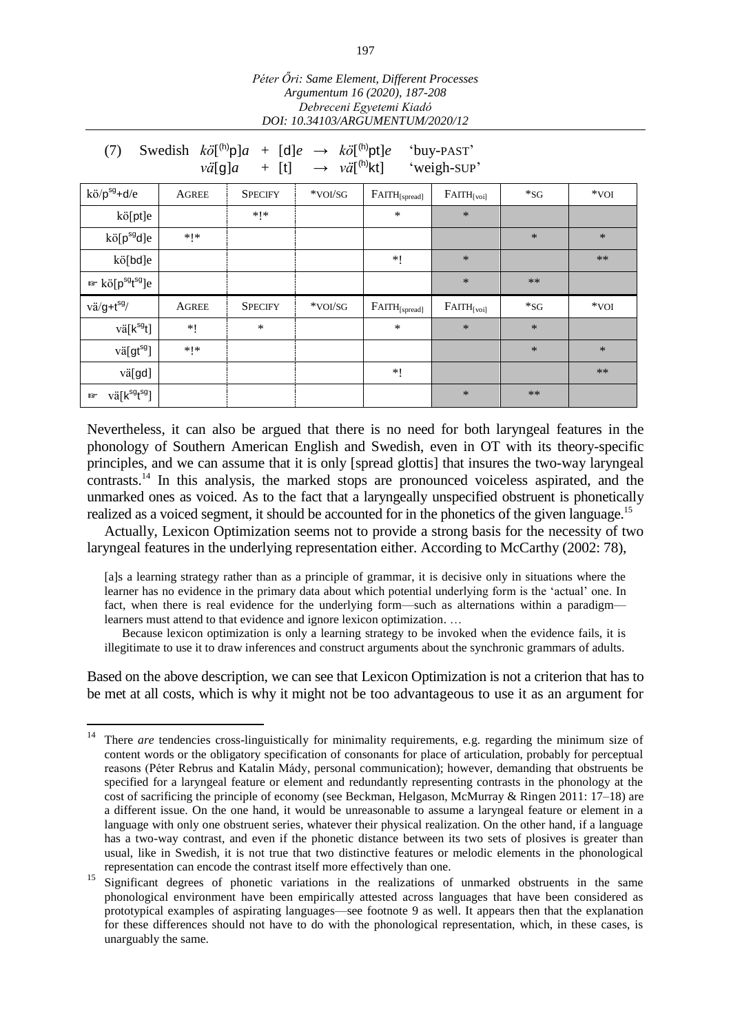(7) Swedish *kö*[$^{(h)}$p]*a* + [d]*e* → *kö*[$^{(h)}$pt]*e* 'buy-PAST'
*vä*[g]*a* + [t] → *vä*[$^{(h)}$kt] 'weigh-SUP'

| kö/p$^{sg}$+d/e | AGREE | SPECIFY | *VOI/SG | FAITH$_{[spread]}$ | FAITH$_{[voi]}$ | *SG | *VOI |
|---|---|---|---|---|---|---|---|
| kö[pt]e | | *!* | | * | * | | |
| kö[p$^{sg}$d]e | *!* | | | | | * | * |
| kö[bd]e | | | | *! | * | | ** |
| ☞ kö[p$^{sg}$t$^{sg}$]e | | | | | * | ** | |
| vä/g+t$^{sg}$/ | AGREE | SPECIFY | *VOI/SG | FAITH$_{[spread]}$ | FAITH$_{[voi]}$ | *SG | *VOI |
| vä[k$^{sg}$t] | *! | * | | * | * | * | |
| vä[gt$^{sg}$] | *!* | | | | | * | * |
| vä[gd] | | | | *! | | | ** |
| ☞ vä[k$^{sg}$t$^{sg}$] | | | | | * | ** | |

Nevertheless, it can also be argued that there is no need for both laryngeal features in the phonology of Southern American English and Swedish, even in OT with its theory-specific principles, and we can assume that it is only [spread glottis] that insures the two-way laryngeal contrasts.[14] In this analysis, the marked stops are pronounced voiceless aspirated, and the unmarked ones as voiced. As to the fact that a laryngeally unspecified obstruent is phonetically realized as a voiced segment, it should be accounted for in the phonetics of the given language.[15]

Actually, Lexicon Optimization seems not to provide a strong basis for the necessity of two laryngeal features in the underlying representation either. According to McCarthy (2002: 78),

> [a]s a learning strategy rather than as a principle of grammar, it is decisive only in situations where the learner has no evidence in the primary data about which potential underlying form is the 'actual' one. In fact, when there is real evidence for the underlying form—such as alternations within a paradigm—learners must attend to that evidence and ignore lexicon optimization. …
>
> Because lexicon optimization is only a learning strategy to be invoked when the evidence fails, it is illegitimate to use it to draw inferences and construct arguments about the synchronic grammars of adults.

Based on the above description, we can see that Lexicon Optimization is not a criterion that has to be met at all costs, which is why it might not be too advantageous to use it as an argument for

---

[14] There *are* tendencies cross-linguistically for minimality requirements, e.g. regarding the minimum size of content words or the obligatory specification of consonants for place of articulation, probably for perceptual reasons (Péter Rebrus and Katalin Mády, personal communication); however, demanding that obstruents be specified for a laryngeal feature or element and redundantly representing contrasts in the phonology at the cost of sacrificing the principle of economy (see Beckman, Helgason, McMurray & Ringen 2011: 17–18) are a different issue. On the one hand, it would be unreasonable to assume a laryngeal feature or element in a language with only one obstruent series, whatever their physical realization. On the other hand, if a language has a two-way contrast, and even if the phonetic distance between its two sets of plosives is greater than usual, like in Swedish, it is not true that two distinctive features or melodic elements in the phonological representation can encode the contrast itself more effectively than one.

[15] Significant degrees of phonetic variations in the realizations of unmarked obstruents in the same phonological environment have been empirically attested across languages that have been considered as prototypical examples of aspirating languages—see footnote 9 as well. It appears then that the explanation for these differences should not have to do with the phonological representation, which, in these cases, is unarguably the same.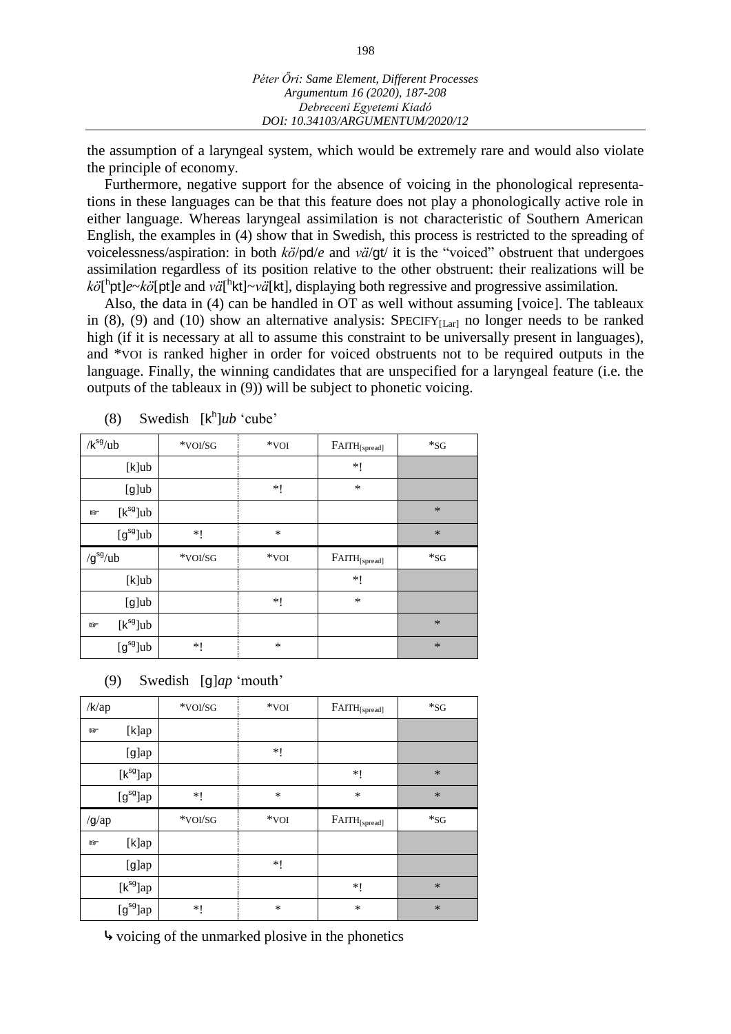the assumption of a laryngeal system, which would be extremely rare and would also violate the principle of economy.

Furthermore, negative support for the absence of voicing in the phonological representations in these languages can be that this feature does not play a phonologically active role in either language. Whereas laryngeal assimilation is not characteristic of Southern American English, the examples in (4) show that in Swedish, this process is restricted to the spreading of voicelessness/aspiration: in both *kö*/pd/*e* and *vä*/gt/ it is the "voiced" obstruent that undergoes assimilation regardless of its position relative to the other obstruent: their realizations will be *kö*[ʰpt]*e*~*kö*[pt]*e* and *vä*[ʰkt]~*vä*[kt], displaying both regressive and progressive assimilation.

Also, the data in (4) can be handled in OT as well without assuming [voice]. The tableaux in (8), (9) and (10) show an alternative analysis: SPECIFY$_{[Lar]}$ no longer needs to be ranked high (if it is necessary at all to assume this constraint to be universally present in languages), and *VOI is ranked higher in order for voiced obstruents not to be required outputs in the language. Finally, the winning candidates that are unspecified for a laryngeal feature (i.e. the outputs of the tableaux in (9)) will be subject to phonetic voicing.

(8) Swedish [kʰ]*ub* 'cube'

| /k$^{sg}$/ub | *VOI/SG | *VOI | FAITH$_{[spread]}$ | *SG |
|---|---|---|---|---|
| [k]ub | | | *! | |
| [g]ub | | *! | * | |
| ☞ [k$^{sg}$]ub | | | | * |
| [g$^{sg}$]ub | *! | * | | * |
| /g$^{sg}$/ub | *VOI/SG | *VOI | FAITH$_{[spread]}$ | *SG |
| [k]ub | | | *! | |
| [g]ub | | *! | * | |
| ☞ [k$^{sg}$]ub | | | | * |
| [g$^{sg}$]ub | *! | * | | * |

(9) Swedish [g]*ap* 'mouth'

| /k/ap | *VOI/SG | *VOI | FAITH$_{[spread]}$ | *SG |
|---|---|---|---|---|
| ☞ [k]ap | | | | |
| [g]ap | | *! | | |
| [k$^{sg}$]ap | | | *! | * |
| [g$^{sg}$]ap | *! | * | * | * |
| /g/ap | *VOI/SG | *VOI | FAITH$_{[spread]}$ | *SG |
| ☞ [k]ap | | | | |
| [g]ap | | *! | | |
| [k$^{sg}$]ap | | | *! | * |
| [g$^{sg}$]ap | *! | * | * | * |

↳ voicing of the unmarked plosive in the phonetics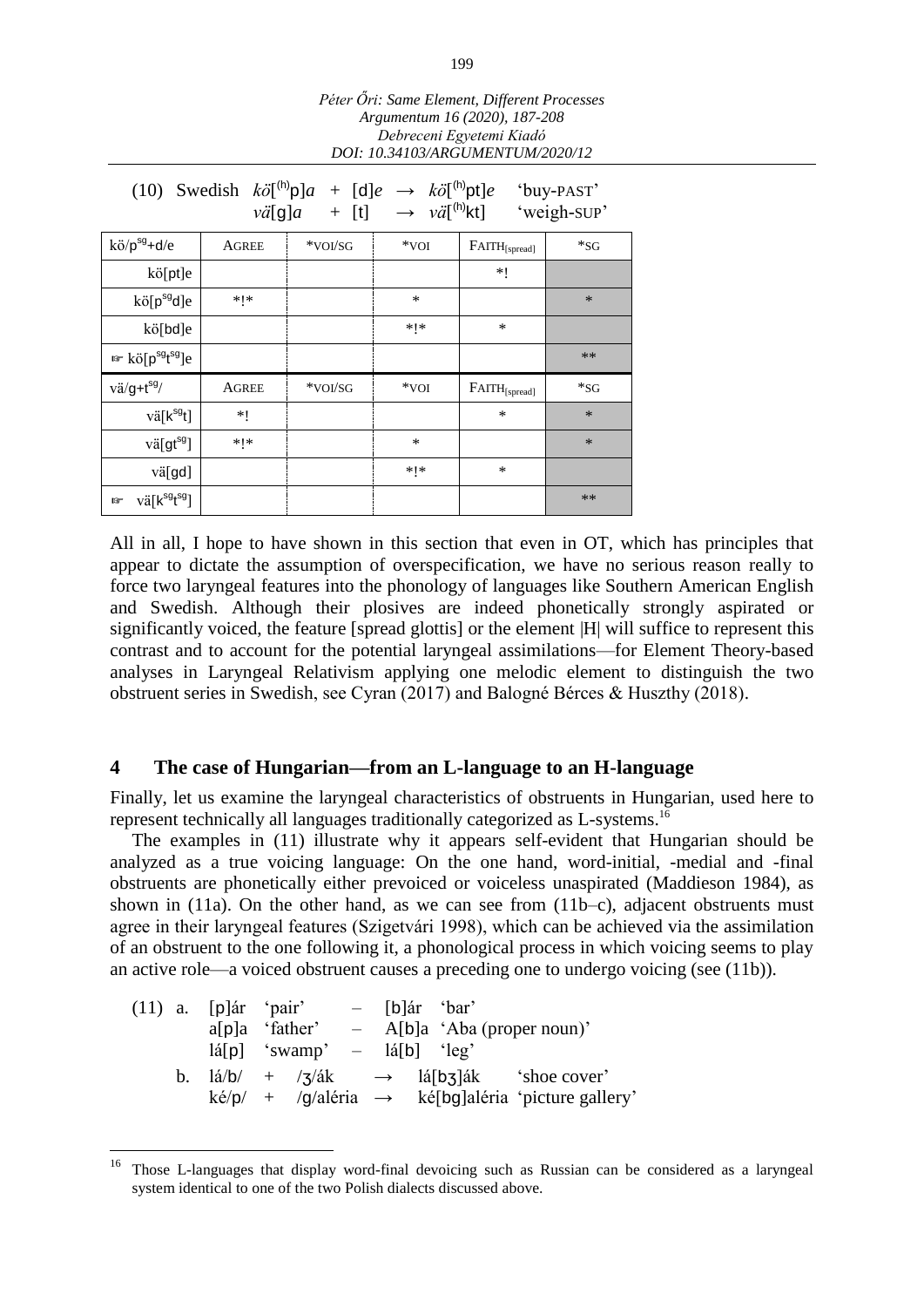(10) Swedish *kö*[$^{(h)}$p]*a* + [d]*e* → *kö*[$^{(h)}$pt]*e* 'buy-PAST'
*vä*[g]*a* + [t] → *vä*[$^{(h)}$kt] 'weigh-SUP'

| kö/p$^{sg}$+d/e | AGREE | \*VOI/SG | \*VOI | FAITH$_{[spread]}$ | \*SG |
|---|---|---|---|---|---|
| kö[pt]e | | | | \*! | |
| kö[p$^{sg}$d]e | \*!\* | | \* | | \* |
| kö[bd]e | | | \*!\* | \* | |
| ☞ kö[p$^{sg}$t$^{sg}$]e | | | | | \*\* |
| **vä/g+t$^{sg}$/** | **AGREE** | **\*VOI/SG** | **\*VOI** | **FAITH$_{[spread]}$** | **\*SG** |
| vä[k$^{sg}$t] | \*! | | | \* | \* |
| vä[gt$^{sg}$] | \*!\* | | \* | | \* |
| vä[gd] | | | \*!\* | \* | |
| ☞ vä[k$^{sg}$t$^{sg}$] | | | | | \*\* |

All in all, I hope to have shown in this section that even in OT, which has principles that appear to dictate the assumption of overspecification, we have no serious reason really to force two laryngeal features into the phonology of languages like Southern American English and Swedish. Although their plosives are indeed phonetically strongly aspirated or significantly voiced, the feature [spread glottis] or the element |H| will suffice to represent this contrast and to account for the potential laryngeal assimilations—for Element Theory-based analyses in Laryngeal Relativism applying one melodic element to distinguish the two obstruent series in Swedish, see Cyran (2017) and Balogné Bérces & Huszthy (2018).

## 4 The case of Hungarian—from an L-language to an H-language

Finally, let us examine the laryngeal characteristics of obstruents in Hungarian, used here to represent technically all languages traditionally categorized as L-systems.[16]

The examples in (11) illustrate why it appears self-evident that Hungarian should be analyzed as a true voicing language: On the one hand, word-initial, -medial and -final obstruents are phonetically either prevoiced or voiceless unaspirated (Maddieson 1984), as shown in (11a). On the other hand, as we can see from (11b–c), adjacent obstruents must agree in their laryngeal features (Szigetvári 1998), which can be achieved via the assimilation of an obstruent to the one following it, a phonological process in which voicing seems to play an active role—a voiced obstruent causes a preceding one to undergo voicing (see (11b)).

(11) a. [p]ár 'pair' – [b]ár 'bar'
a[p]a 'father' – A[b]a 'Aba (proper noun)'
lá[p] 'swamp' – lá[b] 'leg'

b. lá/b/ + /ʒ/ák → lá[bʒ]ák 'shoe cover'
ké/p/ + /g/aléria → ké[bg]aléria 'picture gallery'

---

[16] Those L-languages that display word-final devoicing such as Russian can be considered as a laryngeal system identical to one of the two Polish dialects discussed above.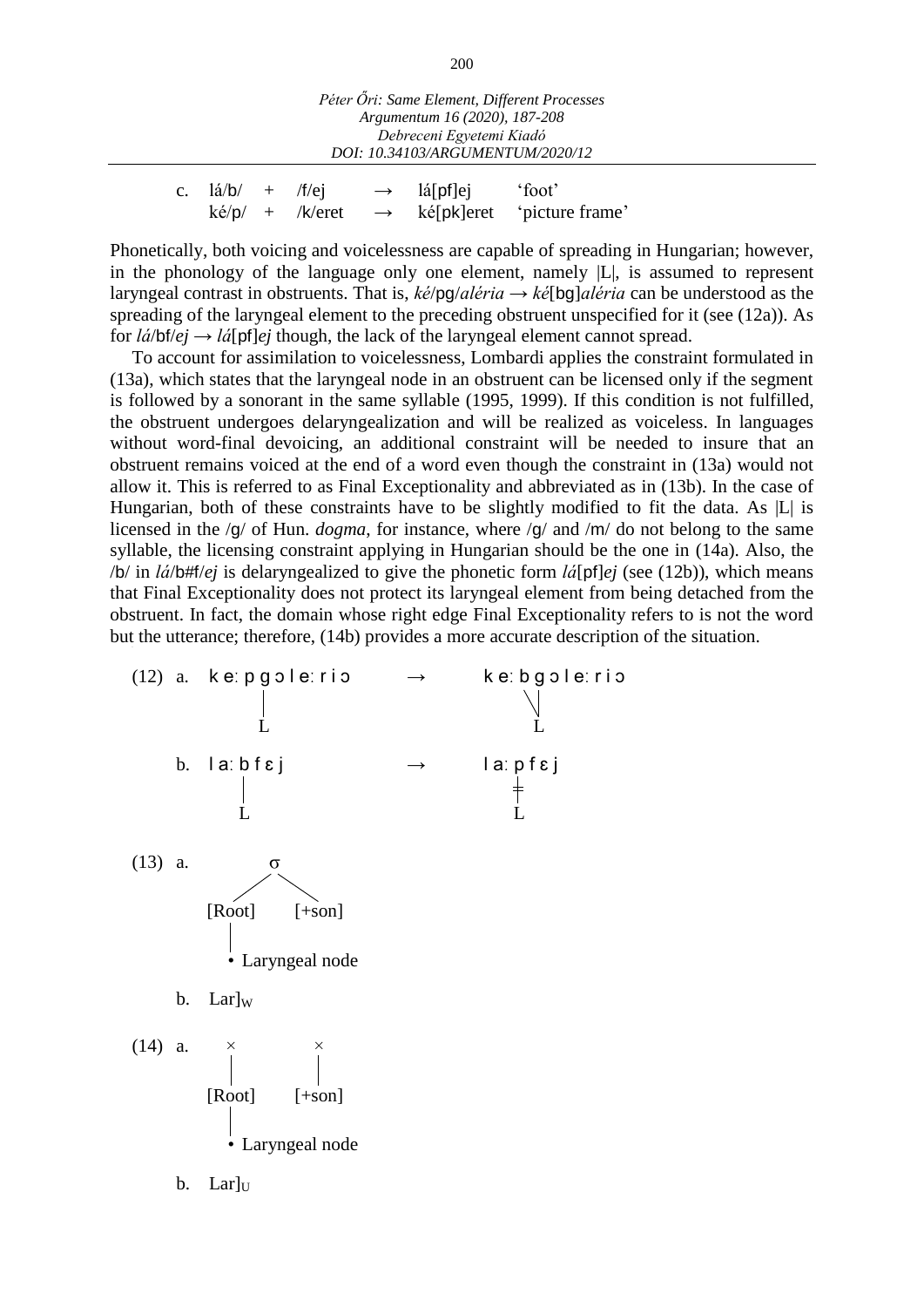c. lá/b/ + /f/ej → lá[pf]ej 'foot'
   ké/p/ + /k/eret → ké[pk]eret 'picture frame'

Phonetically, both voicing and voicelessness are capable of spreading in Hungarian; however, in the phonology of the language only one element, namely |L|, is assumed to represent laryngeal contrast in obstruents. That is, *ké*/pg/*aléria* → *ké*[bg]*aléria* can be understood as the spreading of the laryngeal element to the preceding obstruent unspecified for it (see (12a)). As for *lá*/bf/*ej* → *lá*[pf]*ej* though, the lack of the laryngeal element cannot spread.

To account for assimilation to voicelessness, Lombardi applies the constraint formulated in (13a), which states that the laryngeal node in an obstruent can be licensed only if the segment is followed by a sonorant in the same syllable (1995, 1999). If this condition is not fulfilled, the obstruent undergoes delaryngealization and will be realized as voiceless. In languages without word-final devoicing, an additional constraint will be needed to insure that an obstruent remains voiced at the end of a word even though the constraint in (13a) would not allow it. This is referred to as Final Exceptionality and abbreviated as in (13b). In the case of Hungarian, both of these constraints have to be slightly modified to fit the data. As |L| is licensed in the /g/ of Hun. *dogma*, for instance, where /g/ and /m/ do not belong to the same syllable, the licensing constraint applying in Hungarian should be the one in (14a). Also, the /b/ in *lá*/b#f/*ej* is delaryngealized to give the phonetic form *lá*[pf]*ej* (see (12b)), which means that Final Exceptionality does not protect its laryngeal element from being detached from the obstruent. In fact, the domain whose right edge Final Exceptionality refers to is not the word but the utterance; therefore, (14b) provides a more accurate description of the situation.

(12) a. k eː p g ɔ l eː r i ɔ → k eː b g ɔ l eː r i ɔ
(L linked to g) → (L linked to b and g)

b. l aː b f ɛ j → l aː p f ɛ j
(L linked to b) → (L delinked from p)

(13) a. σ dominating [Root] and [+son]; [Root] dominating • Laryngeal node

b. $\text{Lar}]_{\text{W}}$

(14) a. × dominating [Root], × dominating [+son]; [Root] dominating • Laryngeal node

b. $\text{Lar}]_{\text{U}}$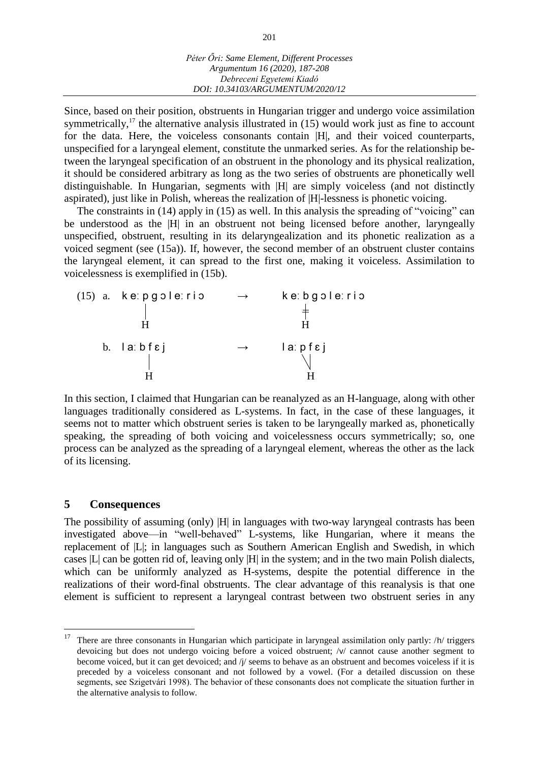Since, based on their position, obstruents in Hungarian trigger and undergo voice assimilation symmetrically,[17] the alternative analysis illustrated in (15) would work just as fine to account for the data. Here, the voiceless consonants contain |H|, and their voiced counterparts, unspecified for a laryngeal element, constitute the unmarked series. As for the relationship between the laryngeal specification of an obstruent in the phonology and its physical realization, it should be considered arbitrary as long as the two series of obstruents are phonetically well distinguishable. In Hungarian, segments with |H| are simply voiceless (and not distinctly aspirated), just like in Polish, whereas the realization of |H|-lessness is phonetic voicing.

The constraints in (14) apply in (15) as well. In this analysis the spreading of "voicing" can be understood as the |H| in an obstruent not being licensed before another, laryngeally unspecified, obstruent, resulting in its delaryngealization and its phonetic realization as a voiced segment (see (15a)). If, however, the second member of an obstruent cluster contains the laryngeal element, it can spread to the first one, making it voiceless. Assimilation to voicelessness is exemplified in (15b).

```
(15) a.  k eː p g ɔ l eː r i ɔ     →     k eː b g ɔ l eː r i ɔ
              |                                  ‡
              H                                  H

     b.  l aː b f ɛ j             →     l aː p f ɛ j
                  |                          \ |
                  H                            H
```

In this section, I claimed that Hungarian can be reanalyzed as an H-language, along with other languages traditionally considered as L-systems. In fact, in the case of these languages, it seems not to matter which obstruent series is taken to be laryngeally marked as, phonetically speaking, the spreading of both voicing and voicelessness occurs symmetrically; so, one process can be analyzed as the spreading of a laryngeal element, whereas the other as the lack of its licensing.

## 5 Consequences

The possibility of assuming (only) |H| in languages with two-way laryngeal contrasts has been investigated above—in "well-behaved" L-systems, like Hungarian, where it means the replacement of |L|; in languages such as Southern American English and Swedish, in which cases |L| can be gotten rid of, leaving only |H| in the system; and in the two main Polish dialects, which can be uniformly analyzed as H-systems, despite the potential difference in the realizations of their word-final obstruents. The clear advantage of this reanalysis is that one element is sufficient to represent a laryngeal contrast between two obstruent series in any

---

[17] There are three consonants in Hungarian which participate in laryngeal assimilation only partly: /h/ triggers devoicing but does not undergo voicing before a voiced obstruent; /v/ cannot cause another segment to become voiced, but it can get devoiced; and /j/ seems to behave as an obstruent and becomes voiceless if it is preceded by a voiceless consonant and not followed by a vowel. (For a detailed discussion on these segments, see Szigetvári 1998). The behavior of these consonants does not complicate the situation further in the alternative analysis to follow.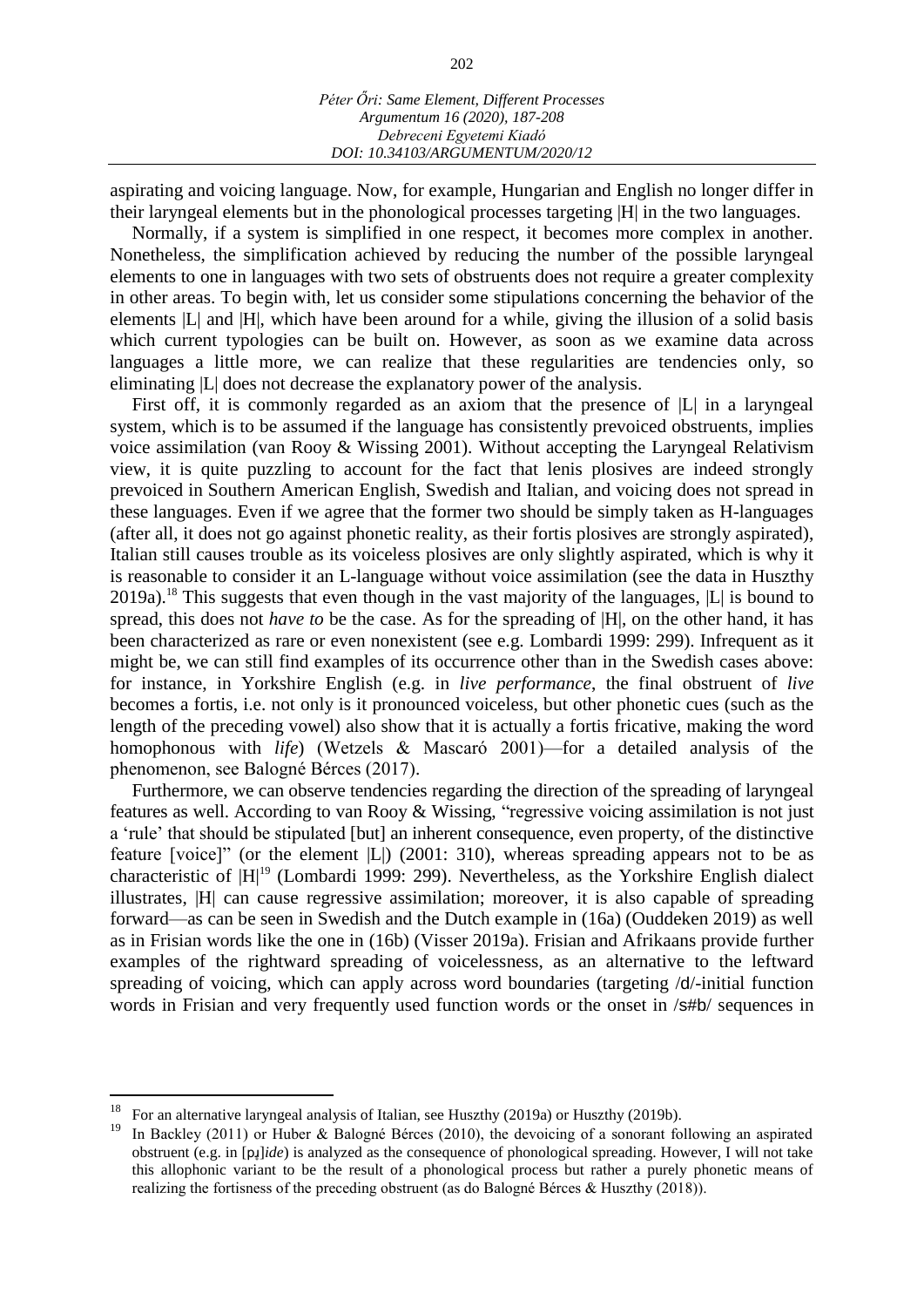aspirating and voicing language. Now, for example, Hungarian and English no longer differ in their laryngeal elements but in the phonological processes targeting |H| in the two languages.

Normally, if a system is simplified in one respect, it becomes more complex in another. Nonetheless, the simplification achieved by reducing the number of the possible laryngeal elements to one in languages with two sets of obstruents does not require a greater complexity in other areas. To begin with, let us consider some stipulations concerning the behavior of the elements |L| and |H|, which have been around for a while, giving the illusion of a solid basis which current typologies can be built on. However, as soon as we examine data across languages a little more, we can realize that these regularities are tendencies only, so eliminating |L| does not decrease the explanatory power of the analysis.

First off, it is commonly regarded as an axiom that the presence of |L| in a laryngeal system, which is to be assumed if the language has consistently prevoiced obstruents, implies voice assimilation (van Rooy & Wissing 2001). Without accepting the Laryngeal Relativism view, it is quite puzzling to account for the fact that lenis plosives are indeed strongly prevoiced in Southern American English, Swedish and Italian, and voicing does not spread in these languages. Even if we agree that the former two should be simply taken as H-languages (after all, it does not go against phonetic reality, as their fortis plosives are strongly aspirated), Italian still causes trouble as its voiceless plosives are only slightly aspirated, which is why it is reasonable to consider it an L-language without voice assimilation (see the data in Huszthy 2019a).[18] This suggests that even though in the vast majority of the languages, |L| is bound to spread, this does not *have to* be the case. As for the spreading of |H|, on the other hand, it has been characterized as rare or even nonexistent (see e.g. Lombardi 1999: 299). Infrequent as it might be, we can still find examples of its occurrence other than in the Swedish cases above: for instance, in Yorkshire English (e.g. in *live performance*, the final obstruent of *live* becomes a fortis, i.e. not only is it pronounced voiceless, but other phonetic cues (such as the length of the preceding vowel) also show that it is actually a fortis fricative, making the word homophonous with *life*) (Wetzels & Mascaró 2001)—for a detailed analysis of the phenomenon, see Balogné Bérces (2017).

Furthermore, we can observe tendencies regarding the direction of the spreading of laryngeal features as well. According to van Rooy & Wissing, "regressive voicing assimilation is not just a 'rule' that should be stipulated [but] an inherent consequence, even property, of the distinctive feature [voice]" (or the element |L|) (2001: 310), whereas spreading appears not to be as characteristic of |H|[19] (Lombardi 1999: 299). Nevertheless, as the Yorkshire English dialect illustrates, |H| can cause regressive assimilation; moreover, it is also capable of spreading forward—as can be seen in Swedish and the Dutch example in (16a) (Ouddeken 2019) as well as in Frisian words like the one in (16b) (Visser 2019a). Frisian and Afrikaans provide further examples of the rightward spreading of voicelessness, as an alternative to the leftward spreading of voicing, which can apply across word boundaries (targeting /d/-initial function words in Frisian and very frequently used function words or the onset in /s#b/ sequences in

---

[18] For an alternative laryngeal analysis of Italian, see Huszthy (2019a) or Huszthy (2019b).

[19] In Backley (2011) or Huber & Balogné Bérces (2010), the devoicing of a sonorant following an aspirated obstruent (e.g. in [pɹ̥]*ide*) is analyzed as the consequence of phonological spreading. However, I will not take this allophonic variant to be the result of a phonological process but rather a purely phonetic means of realizing the fortisness of the preceding obstruent (as do Balogné Bérces & Huszthy (2018)).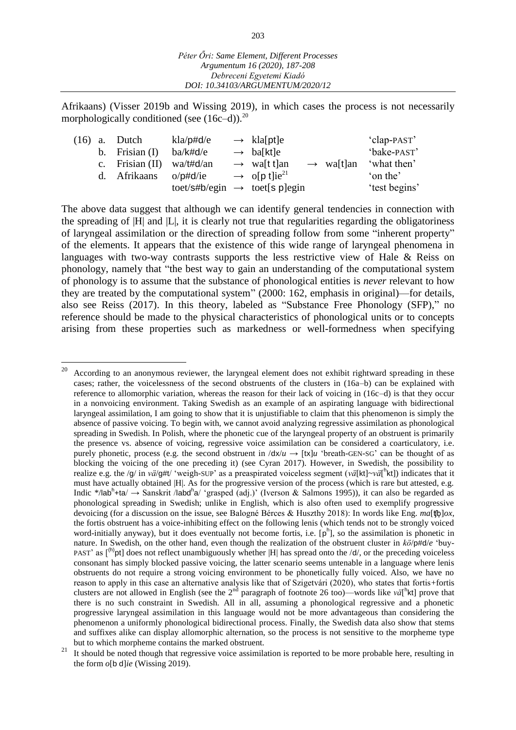Afrikaans) (Visser 2019b and Wissing 2019), in which cases the process is not necessarily morphologically conditioned (see (16c–d)).[20]

| (16) | | | | | | | |
|---|---|---|---|---|---|---|---|
| a. | Dutch | kla/p#d/e | → | kla[pt]e | | | 'clap-PAST' |
| b. | Frisian (I) | ba/k#d/e | → | ba[kt]e | | | 'bake-PAST' |
| c. | Frisian (II) | wa/t#d/an | → | wa[t t]an | → | wa[t]an | 'what then' |
| d. | Afrikaans | o/p#d/ie | → | o[p t]ie[21] | | | 'on the' |
| | | toet/s#b/egin | → | toet[s p]egin | | | 'test begins' |

The above data suggest that although we can identify general tendencies in connection with the spreading of |H| and |L|, it is clearly not true that regularities regarding the obligatoriness of laryngeal assimilation or the direction of spreading follow from some "inherent property" of the elements. It appears that the existence of this wide range of laryngeal phenomena in languages with two-way contrasts supports the less restrictive view of Hale & Reiss on phonology, namely that "the best way to gain an understanding of the computational system of phonology is to assume that the substance of phonological entities is *never* relevant to how they are treated by the computational system" (2000: 162, emphasis in original)—for details, also see Reiss (2017). In this theory, labeled as "Substance Free Phonology (SFP)," no reference should be made to the physical characteristics of phonological units or to concepts arising from these properties such as markedness or well-formedness when specifying

---

[20] According to an anonymous reviewer, the laryngeal element does not exhibit rightward spreading in these cases; rather, the voicelessness of the second obstruents of the clusters in (16a–b) can be explained with reference to allomorphic variation, whereas the reason for their lack of voicing in (16c–d) is that they occur in a nonvoicing environment. Taking Swedish as an example of an aspirating language with bidirectional laryngeal assimilation, I am going to show that it is unjustifiable to claim that this phenomenon is simply the absence of passive voicing. To begin with, we cannot avoid analyzing regressive assimilation as phonological spreading in Swedish. In Polish, where the phonetic cue of the laryngeal property of an obstruent is primarily the presence vs. absence of voicing, regressive voice assimilation can be considered a coarticulatory, i.e. purely phonetic, process (e.g. the second obstruent in /dx/*u* → [tx]*u* 'breath-GEN-SG' can be thought of as blocking the voicing of the one preceding it) (see Cyran 2017). However, in Swedish, the possibility to realize e.g. the /g/ in *vä*/g#t/ 'weigh-SUP' as a preaspirated voiceless segment (*vä*[kt]~*vä*[ʰkt]) indicates that it must have actually obtained |H|. As for the progressive version of the process (which is rare but attested, e.g. Indic \*/labʰ+ta/ → Sanskrit /labdʰa/ 'grasped (adj.)' (Iverson & Salmons 1995)), it can also be regarded as phonological spreading in Swedish; unlike in English, which is also often used to exemplify progressive devoicing (for a discussion on the issue, see Balogné Bérces & Huszthy 2018): In words like Eng. *ma*[tʃb̥]*ox*, the fortis obstruent has a voice-inhibiting effect on the following lenis (which tends not to be strongly voiced word-initially anyway), but it does eventually not become fortis, i.e. [pʰ], so the assimilation is phonetic in nature. In Swedish, on the other hand, even though the realization of the obstruent cluster in *kö*/p#d/*e* 'buy-PAST' as [⁽ʰ⁾pt] does not reflect unambiguously whether |H| has spread onto the /d/, or the preceding voiceless consonant has simply blocked passive voicing, the latter scenario seems untenable in a language where lenis obstruents do not require a strong voicing environment to be phonetically fully voiced. Also, we have no reason to apply in this case an alternative analysis like that of Szigetvári (2020), who states that fortis+fortis clusters are not allowed in English (see the 2nd paragraph of footnote 26 too)—words like *vä*[ʰkt] prove that there is no such constraint in Swedish. All in all, assuming a phonological regressive and a phonetic progressive laryngeal assimilation in this language would not be more advantageous than considering the phenomenon a uniformly phonological bidirectional process. Finally, the Swedish data also show that stems and suffixes alike can display allomorphic alternation, so the process is not sensitive to the morpheme type but to which morpheme contains the marked obstruent.

[21] It should be noted though that regressive voice assimilation is reported to be more probable here, resulting in the form *o*[b d]*ie* (Wissing 2019).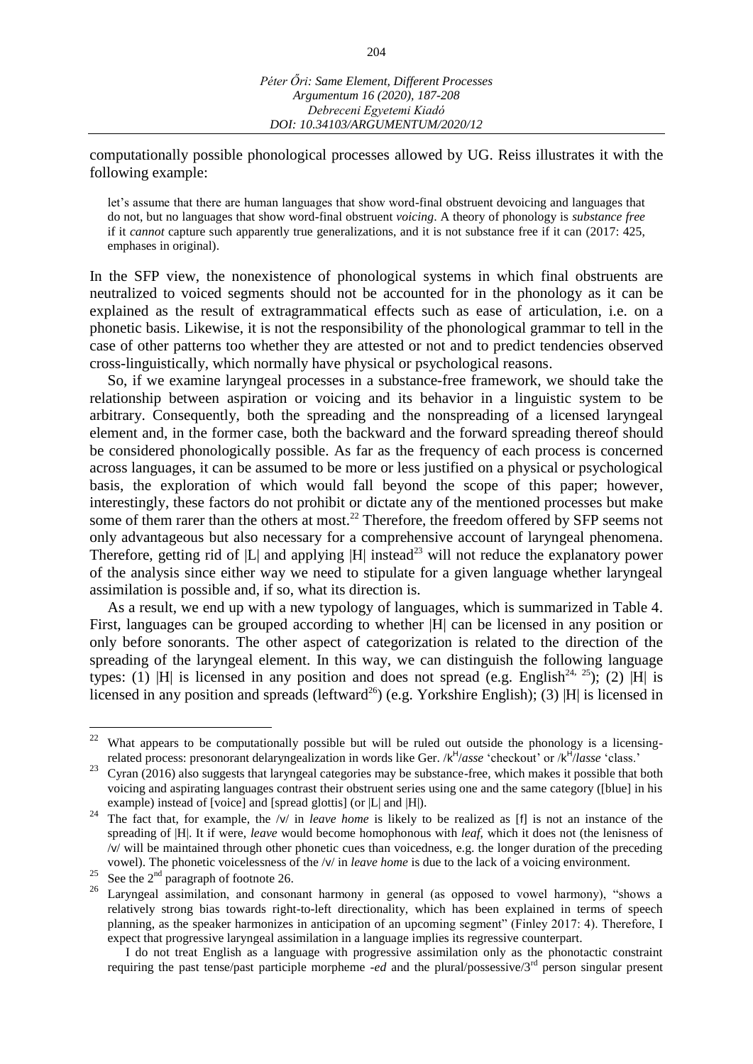computationally possible phonological processes allowed by UG. Reiss illustrates it with the following example:

> let's assume that there are human languages that show word-final obstruent devoicing and languages that do not, but no languages that show word-final obstruent *voicing*. A theory of phonology is *substance free* if it *cannot* capture such apparently true generalizations, and it is not substance free if it can (2017: 425, emphases in original).

In the SFP view, the nonexistence of phonological systems in which final obstruents are neutralized to voiced segments should not be accounted for in the phonology as it can be explained as the result of extragrammatical effects such as ease of articulation, i.e. on a phonetic basis. Likewise, it is not the responsibility of the phonological grammar to tell in the case of other patterns too whether they are attested or not and to predict tendencies observed cross-linguistically, which normally have physical or psychological reasons.

So, if we examine laryngeal processes in a substance-free framework, we should take the relationship between aspiration or voicing and its behavior in a linguistic system to be arbitrary. Consequently, both the spreading and the nonspreading of a licensed laryngeal element and, in the former case, both the backward and the forward spreading thereof should be considered phonologically possible. As far as the frequency of each process is concerned across languages, it can be assumed to be more or less justified on a physical or psychological basis, the exploration of which would fall beyond the scope of this paper; however, interestingly, these factors do not prohibit or dictate any of the mentioned processes but make some of them rarer than the others at most.[22] Therefore, the freedom offered by SFP seems not only advantageous but also necessary for a comprehensive account of laryngeal phenomena. Therefore, getting rid of |L| and applying |H| instead[23] will not reduce the explanatory power of the analysis since either way we need to stipulate for a given language whether laryngeal assimilation is possible and, if so, what its direction is.

As a result, we end up with a new typology of languages, which is summarized in Table 4. First, languages can be grouped according to whether |H| can be licensed in any position or only before sonorants. The other aspect of categorization is related to the direction of the spreading of the laryngeal element. In this way, we can distinguish the following language types: (1) |H| is licensed in any position and does not spread (e.g. English[24, 25]); (2) |H| is licensed in any position and spreads (leftward[26]) (e.g. Yorkshire English); (3) |H| is licensed in

---

[22] What appears to be computationally possible but will be ruled out outside the phonology is a licensing-related process: presonorant delaryngealization in words like Ger. /k$^{H}$/*asse* 'checkout' or /k$^{H}$/*lasse* 'class.'

[23] Cyran (2016) also suggests that laryngeal categories may be substance-free, which makes it possible that both voicing and aspirating languages contrast their obstruent series using one and the same category ([blue] in his example) instead of [voice] and [spread glottis] (or |L| and |H|).

[24] The fact that, for example, the /v/ in *leave home* is likely to be realized as [f] is not an instance of the spreading of |H|. If it were, *leave* would become homophonous with *leaf*, which it does not (the lenisness of /v/ will be maintained through other phonetic cues than voicedness, e.g. the longer duration of the preceding vowel). The phonetic voicelessness of the /v/ in *leave home* is due to the lack of a voicing environment.

[25] See the 2nd paragraph of footnote 26.

[26] Laryngeal assimilation, and consonant harmony in general (as opposed to vowel harmony), "shows a relatively strong bias towards right-to-left directionality, which has been explained in terms of speech planning, as the speaker harmonizes in anticipation of an upcoming segment" (Finley 2017: 4). Therefore, I expect that progressive laryngeal assimilation in a language implies its regressive counterpart.

I do not treat English as a language with progressive assimilation only as the phonotactic constraint requiring the past tense/past participle morpheme *-ed* and the plural/possessive/3rd person singular present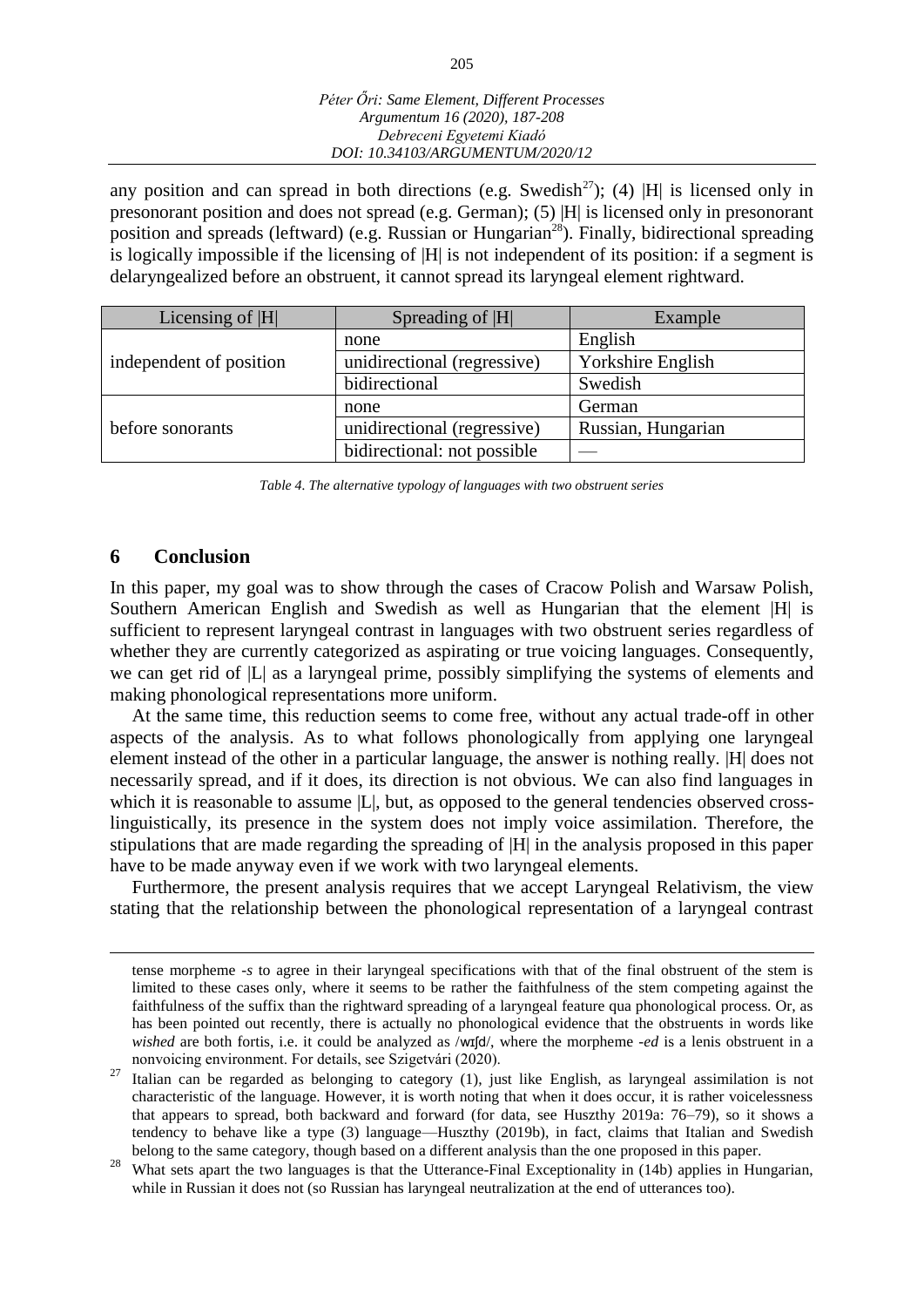any position and can spread in both directions (e.g. Swedish[27]); (4) |H| is licensed only in presonorant position and does not spread (e.g. German); (5) |H| is licensed only in presonorant position and spreads (leftward) (e.g. Russian or Hungarian[28]). Finally, bidirectional spreading is logically impossible if the licensing of |H| is not independent of its position: if a segment is delaryngealized before an obstruent, it cannot spread its laryngeal element rightward.

| Licensing of \|H\| | Spreading of \|H\| | Example |
|---|---|---|
| independent of position | none | English |
| | unidirectional (regressive) | Yorkshire English |
| | bidirectional | Swedish |
| before sonorants | none | German |
| | unidirectional (regressive) | Russian, Hungarian |
| | bidirectional: not possible | — |

*Table 4. The alternative typology of languages with two obstruent series*

## 6 Conclusion

In this paper, my goal was to show through the cases of Cracow Polish and Warsaw Polish, Southern American English and Swedish as well as Hungarian that the element |H| is sufficient to represent laryngeal contrast in languages with two obstruent series regardless of whether they are currently categorized as aspirating or true voicing languages. Consequently, we can get rid of |L| as a laryngeal prime, possibly simplifying the systems of elements and making phonological representations more uniform.

At the same time, this reduction seems to come free, without any actual trade-off in other aspects of the analysis. As to what follows phonologically from applying one laryngeal element instead of the other in a particular language, the answer is nothing really. |H| does not necessarily spread, and if it does, its direction is not obvious. We can also find languages in which it is reasonable to assume |L|, but, as opposed to the general tendencies observed cross-linguistically, its presence in the system does not imply voice assimilation. Therefore, the stipulations that are made regarding the spreading of |H| in the analysis proposed in this paper have to be made anyway even if we work with two laryngeal elements.

Furthermore, the present analysis requires that we accept Laryngeal Relativism, the view stating that the relationship between the phonological representation of a laryngeal contrast

---

tense morpheme *-s* to agree in their laryngeal specifications with that of the final obstruent of the stem is limited to these cases only, where it seems to be rather the faithfulness of the stem competing against the faithfulness of the suffix than the rightward spreading of a laryngeal feature qua phonological process. Or, as has been pointed out recently, there is actually no phonological evidence that the obstruents in words like *wished* are both fortis, i.e. it could be analyzed as /wɪʃd/, where the morpheme *-ed* is a lenis obstruent in a nonvoicing environment. For details, see Szigetvári (2020).

[27] Italian can be regarded as belonging to category (1), just like English, as laryngeal assimilation is not characteristic of the language. However, it is worth noting that when it does occur, it is rather voicelessness that appears to spread, both backward and forward (for data, see Huszthy 2019a: 76–79), so it shows a tendency to behave like a type (3) language—Huszthy (2019b), in fact, claims that Italian and Swedish belong to the same category, though based on a different analysis than the one proposed in this paper.

[28] What sets apart the two languages is that the Utterance-Final Exceptionality in (14b) applies in Hungarian, while in Russian it does not (so Russian has laryngeal neutralization at the end of utterances too).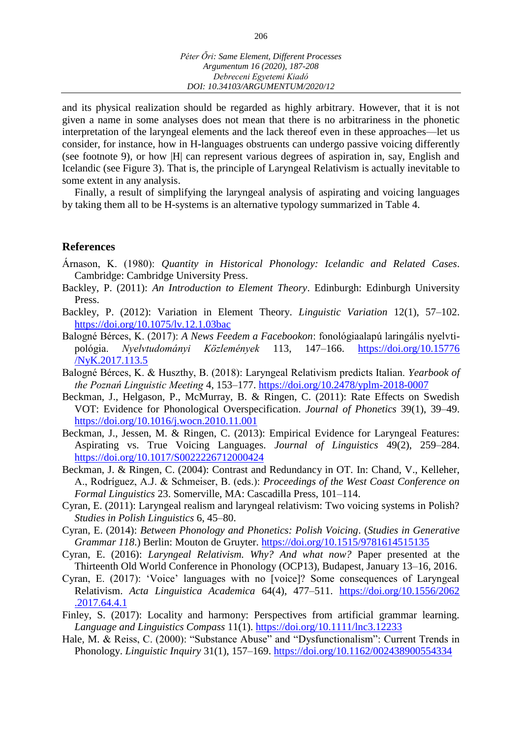and its physical realization should be regarded as highly arbitrary. However, that it is not given a name in some analyses does not mean that there is no arbitrariness in the phonetic interpretation of the laryngeal elements and the lack thereof even in these approaches—let us consider, for instance, how in H-languages obstruents can undergo passive voicing differently (see footnote 9), or how |H| can represent various degrees of aspiration in, say, English and Icelandic (see Figure 3). That is, the principle of Laryngeal Relativism is actually inevitable to some extent in any analysis.

Finally, a result of simplifying the laryngeal analysis of aspirating and voicing languages by taking them all to be H-systems is an alternative typology summarized in Table 4.

## References

Árnason, K. (1980): *Quantity in Historical Phonology: Icelandic and Related Cases*. Cambridge: Cambridge University Press.

Backley, P. (2011): *An Introduction to Element Theory*. Edinburgh: Edinburgh University Press.

Backley, P. (2012): Variation in Element Theory. *Linguistic Variation* 12(1), 57–102. https://doi.org/10.1075/lv.12.1.03bac

Balogné Bérces, K. (2017): *A News Feedem a Facebookon*: fonológiaalapú laringális nyelvtipológia. *Nyelvtudományi Közlemények* 113, 147–166. https://doi.org/10.15776/NyK.2017.113.5

Balogné Bérces, K. & Huszthy, B. (2018): Laryngeal Relativism predicts Italian. *Yearbook of the Poznań Linguistic Meeting* 4, 153–177. https://doi.org/10.2478/yplm-2018-0007

Beckman, J., Helgason, P., McMurray, B. & Ringen, C. (2011): Rate Effects on Swedish VOT: Evidence for Phonological Overspecification. *Journal of Phonetics* 39(1), 39–49. https://doi.org/10.1016/j.wocn.2010.11.001

Beckman, J., Jessen, M. & Ringen, C. (2013): Empirical Evidence for Laryngeal Features: Aspirating vs. True Voicing Languages. *Journal of Linguistics* 49(2), 259–284. https://doi.org/10.1017/S0022226712000424

Beckman, J. & Ringen, C. (2004): Contrast and Redundancy in OT. In: Chand, V., Kelleher, A., Rodríguez, A.J. & Schmeiser, B. (eds.): *Proceedings of the West Coast Conference on Formal Linguistics* 23. Somerville, MA: Cascadilla Press, 101–114.

Cyran, E. (2011): Laryngeal realism and laryngeal relativism: Two voicing systems in Polish? *Studies in Polish Linguistics* 6, 45–80.

Cyran, E. (2014): *Between Phonology and Phonetics: Polish Voicing*. (*Studies in Generative Grammar 118*.) Berlin: Mouton de Gruyter. https://doi.org/10.1515/9781614515135

Cyran, E. (2016): *Laryngeal Relativism. Why? And what now?* Paper presented at the Thirteenth Old World Conference in Phonology (OCP13), Budapest, January 13–16, 2016.

Cyran, E. (2017): 'Voice' languages with no [voice]? Some consequences of Laryngeal Relativism. *Acta Linguistica Academica* 64(4), 477–511. https://doi.org/10.1556/2062.2017.64.4.1

Finley, S. (2017): Locality and harmony: Perspectives from artificial grammar learning. *Language and Linguistics Compass* 11(1). https://doi.org/10.1111/lnc3.12233

Hale, M. & Reiss, C. (2000): "Substance Abuse" and "Dysfunctionalism": Current Trends in Phonology. *Linguistic Inquiry* 31(1), 157–169. https://doi.org/10.1162/002438900554334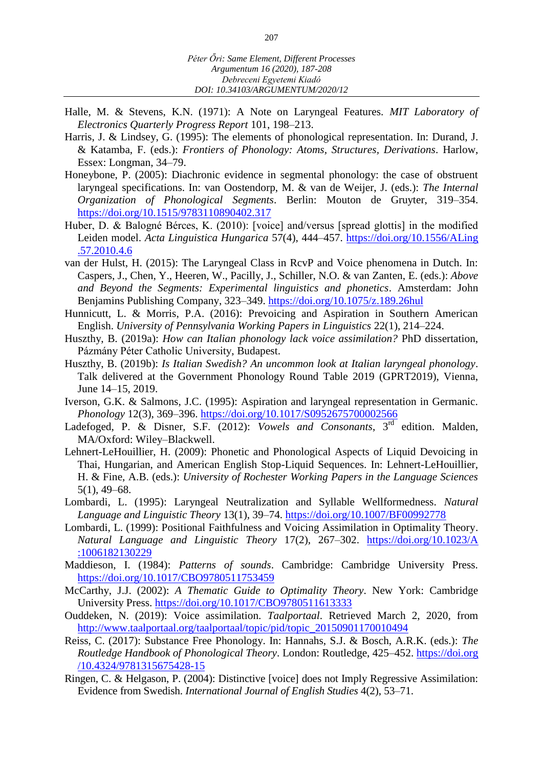Halle, M. & Stevens, K.N. (1971): A Note on Laryngeal Features. *MIT Laboratory of Electronics Quarterly Progress Report* 101, 198–213.

Harris, J. & Lindsey, G. (1995): The elements of phonological representation. In: Durand, J. & Katamba, F. (eds.): *Frontiers of Phonology: Atoms, Structures, Derivations*. Harlow, Essex: Longman, 34–79.

Honeybone, P. (2005): Diachronic evidence in segmental phonology: the case of obstruent laryngeal specifications. In: van Oostendorp, M. & van de Weijer, J. (eds.): *The Internal Organization of Phonological Segments*. Berlin: Mouton de Gruyter, 319–354. https://doi.org/10.1515/9783110890402.317

Huber, D. & Balogné Bérces, K. (2010): [voice] and/versus [spread glottis] in the modified Leiden model. *Acta Linguistica Hungarica* 57(4), 444–457. https://doi.org/10.1556/ALing.57.2010.4.6

van der Hulst, H. (2015): The Laryngeal Class in RcvP and Voice phenomena in Dutch. In: Caspers, J., Chen, Y., Heeren, W., Pacilly, J., Schiller, N.O. & van Zanten, E. (eds.): *Above and Beyond the Segments: Experimental linguistics and phonetics*. Amsterdam: John Benjamins Publishing Company, 323–349. https://doi.org/10.1075/z.189.26hul

Hunnicutt, L. & Morris, P.A. (2016): Prevoicing and Aspiration in Southern American English. *University of Pennsylvania Working Papers in Linguistics* 22(1), 214–224.

Huszthy, B. (2019a): *How can Italian phonology lack voice assimilation?* PhD dissertation, Pázmány Péter Catholic University, Budapest.

Huszthy, B. (2019b): *Is Italian Swedish? An uncommon look at Italian laryngeal phonology*. Talk delivered at the Government Phonology Round Table 2019 (GPRT2019), Vienna, June 14–15, 2019.

Iverson, G.K. & Salmons, J.C. (1995): Aspiration and laryngeal representation in Germanic. *Phonology* 12(3), 369–396. https://doi.org/10.1017/S0952675700002566

Ladefoged, P. & Disner, S.F. (2012): *Vowels and Consonants*, 3rd edition. Malden, MA/Oxford: Wiley–Blackwell.

Lehnert-LeHouillier, H. (2009): Phonetic and Phonological Aspects of Liquid Devoicing in Thai, Hungarian, and American English Stop-Liquid Sequences. In: Lehnert-LeHouillier, H. & Fine, A.B. (eds.): *University of Rochester Working Papers in the Language Sciences* 5(1), 49–68.

Lombardi, L. (1995): Laryngeal Neutralization and Syllable Wellformedness. *Natural Language and Linguistic Theory* 13(1), 39–74. https://doi.org/10.1007/BF00992778

Lombardi, L. (1999): Positional Faithfulness and Voicing Assimilation in Optimality Theory. *Natural Language and Linguistic Theory* 17(2), 267–302. https://doi.org/10.1023/A:1006182130229

Maddieson, I. (1984): *Patterns of sounds*. Cambridge: Cambridge University Press. https://doi.org/10.1017/CBO9780511753459

McCarthy, J.J. (2002): *A Thematic Guide to Optimality Theory*. New York: Cambridge University Press. https://doi.org/10.1017/CBO9780511613333

Ouddeken, N. (2019): Voice assimilation. *Taalportaal*. Retrieved March 2, 2020, from http://www.taalportaal.org/taalportaal/topic/pid/topic_20150901170010494

Reiss, C. (2017): Substance Free Phonology. In: Hannahs, S.J. & Bosch, A.R.K. (eds.): *The Routledge Handbook of Phonological Theory*. London: Routledge, 425–452. https://doi.org/10.4324/9781315675428-15

Ringen, C. & Helgason, P. (2004): Distinctive [voice] does not Imply Regressive Assimilation: Evidence from Swedish. *International Journal of English Studies* 4(2), 53–71.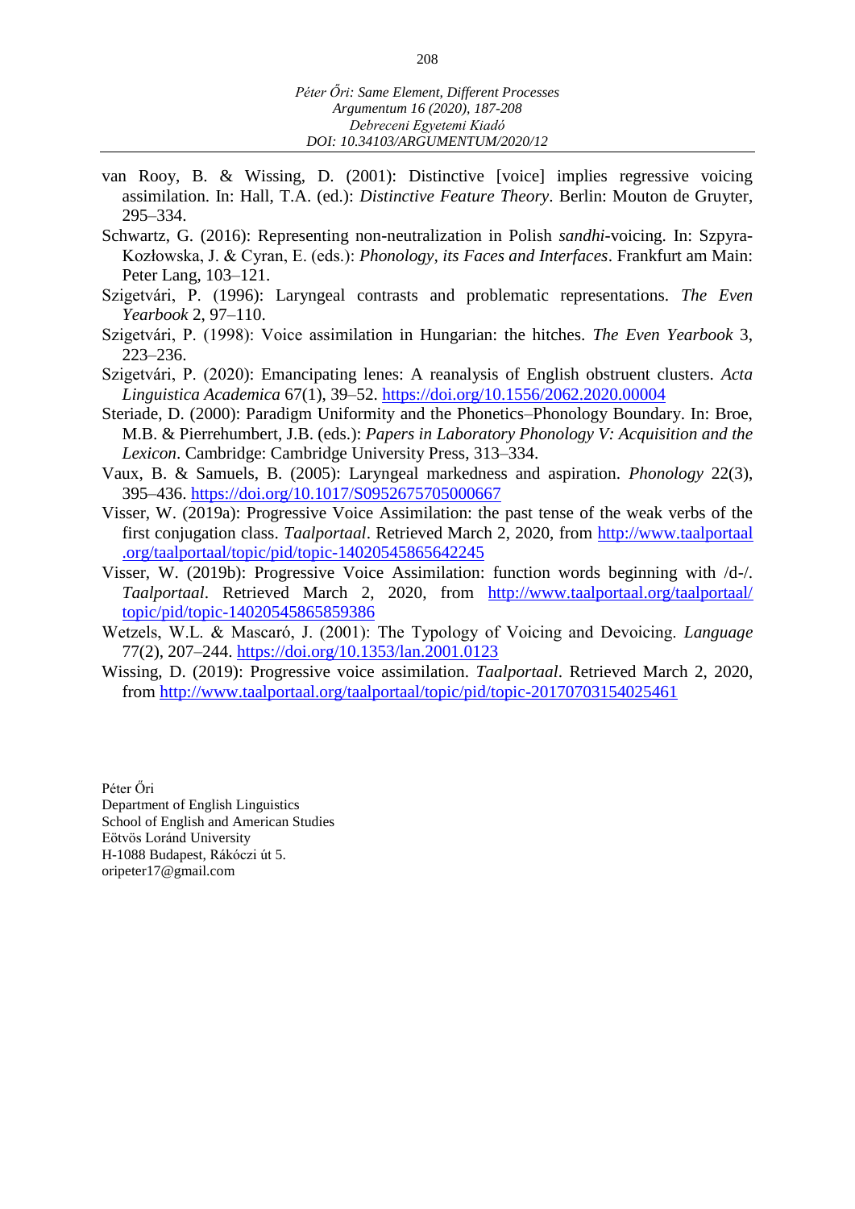van Rooy, B. & Wissing, D. (2001): Distinctive [voice] implies regressive voicing assimilation. In: Hall, T.A. (ed.): *Distinctive Feature Theory*. Berlin: Mouton de Gruyter, 295–334.

Schwartz, G. (2016): Representing non-neutralization in Polish *sandhi*-voicing. In: Szpyra-Kozłowska, J. & Cyran, E. (eds.): *Phonology, its Faces and Interfaces*. Frankfurt am Main: Peter Lang, 103–121.

Szigetvári, P. (1996): Laryngeal contrasts and problematic representations. *The Even Yearbook* 2, 97–110.

Szigetvári, P. (1998): Voice assimilation in Hungarian: the hitches. *The Even Yearbook* 3, 223–236.

Szigetvári, P. (2020): Emancipating lenes: A reanalysis of English obstruent clusters. *Acta Linguistica Academica* 67(1), 39–52. https://doi.org/10.1556/2062.2020.00004

Steriade, D. (2000): Paradigm Uniformity and the Phonetics–Phonology Boundary. In: Broe, M.B. & Pierrehumbert, J.B. (eds.): *Papers in Laboratory Phonology V: Acquisition and the Lexicon*. Cambridge: Cambridge University Press, 313–334.

Vaux, B. & Samuels, B. (2005): Laryngeal markedness and aspiration. *Phonology* 22(3), 395–436. https://doi.org/10.1017/S0952675705000667

Visser, W. (2019a): Progressive Voice Assimilation: the past tense of the weak verbs of the first conjugation class. *Taalportaal*. Retrieved March 2, 2020, from http://www.taalportaal.org/taalportaal/topic/pid/topic-14020545865642245

Visser, W. (2019b): Progressive Voice Assimilation: function words beginning with /d-/. *Taalportaal*. Retrieved March 2, 2020, from http://www.taalportaal.org/taalportaal/topic/pid/topic-14020545865859386

Wetzels, W.L. & Mascaró, J. (2001): The Typology of Voicing and Devoicing. *Language* 77(2), 207–244. https://doi.org/10.1353/lan.2001.0123

Wissing, D. (2019): Progressive voice assimilation. *Taalportaal*. Retrieved March 2, 2020, from http://www.taalportaal.org/taalportaal/topic/pid/topic-20170703154025461

Péter Őri  
Department of English Linguistics  
School of English and American Studies  
Eötvös Loránd University  
H-1088 Budapest, Rákóczi út 5.  
oripeter17@gmail.com